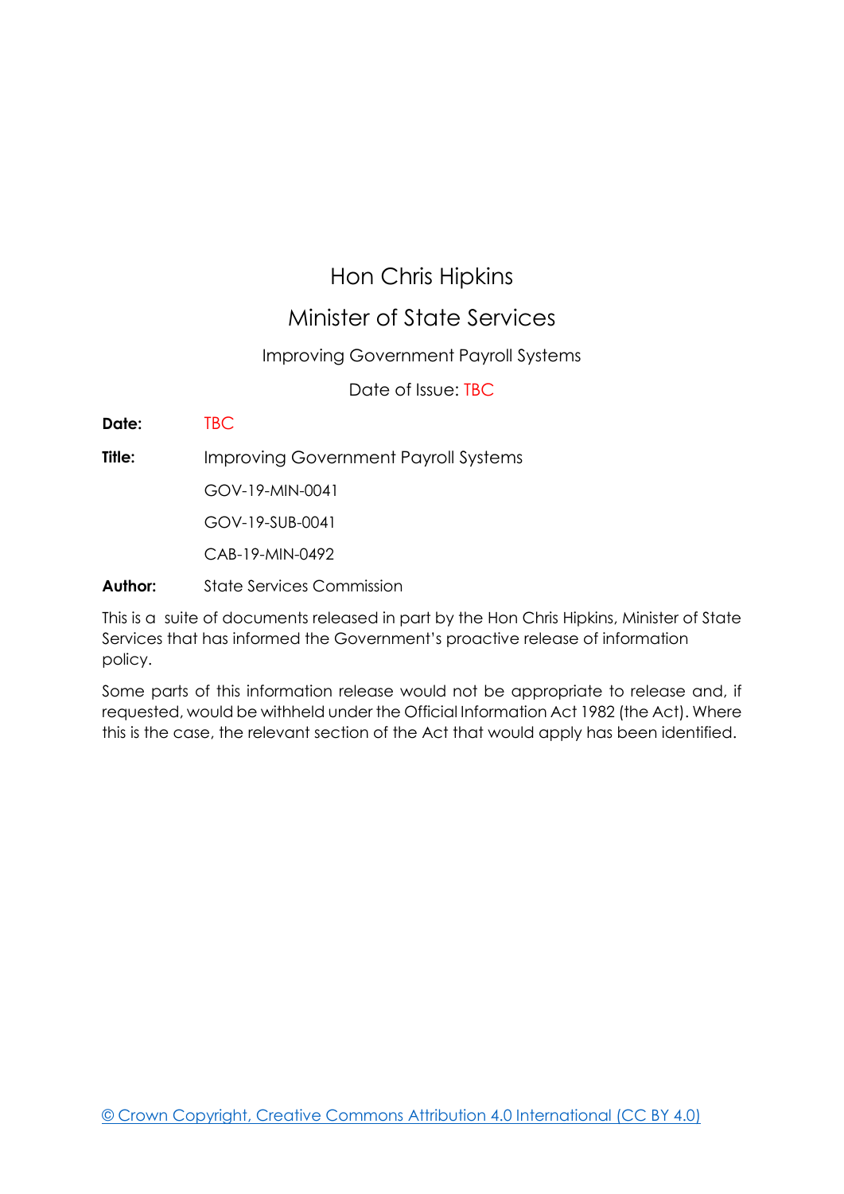# Hon Chris Hipkins

## Minister of State Services

Improving Government Payroll Systems

Date of Issue: TBC

**Date:** TBC

**Title:** Improving Government Payroll Systems

GOV-19-MIN-0041

GOV-19-SUB-0041

CAB-19-MIN-0492

**Author:** State Services Commission

This is a suite of documents released in part by the Hon Chris Hipkins, Minister of State Services that has informed the Government's proactive release of information policy.

Some parts of this information release would not be appropriate to release and, if requested, would be withheld under the Official Information Act 1982 (the Act). Where this is the case, the relevant section of the Act that would apply has been identified.

© Crown Copyright, Creative Commons Attribution 4.0 International (CC BY 4.0)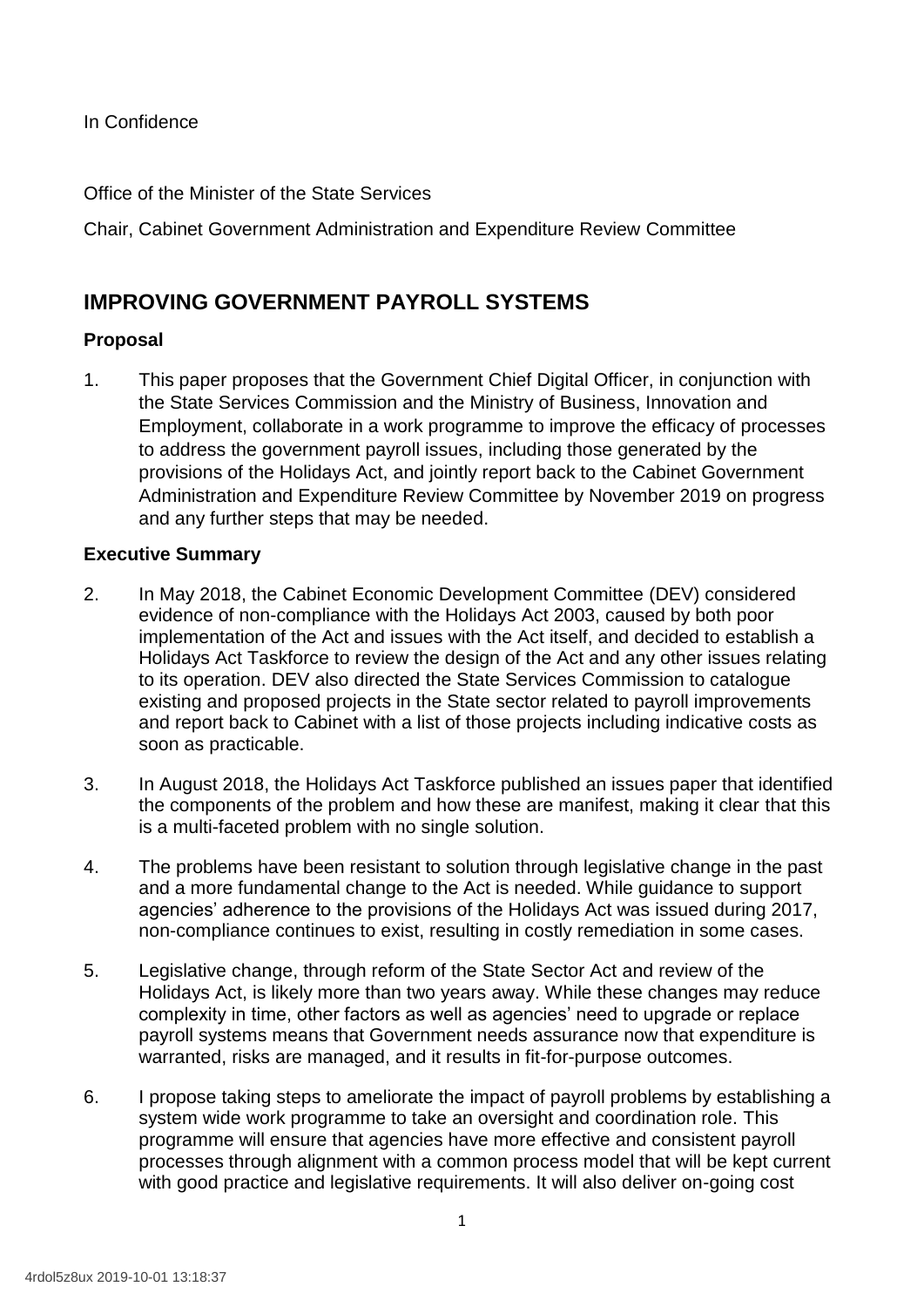In Confidence

Office of the Minister of the State Services

Chair, Cabinet Government Administration and Expenditure Review Committee

## IMPROVING GOVERNMENT PAYROLL SYSTEMS

### Proposal

1. This paper proposes that the Government Chief Digital Officer, in conjunction with the State Services Commission and the Ministry of Business, Innovation and Employment, collaborate in a work programme to improve the efficacy of processes to address the government payroll issues, including those generated by the provisions of the Holidays Act, and jointly report back to the Cabinet Government Administration and Expenditure Review Committee by November 2019 on progress and any further steps that may be needed.

### Executive Summary

2. In May 2018, the Cabinet Economic Development Committee (DEV) considered evidence of non-compliance with the Holidays Act 2003, caused by both poor implementation of the Act and issues with the Act itself, and decided to establish a Holidays Act Taskforce to review the design of the Act and any other issues relating to its operation. DEV also directed the State Services Commission to catalogue existing and proposed projects in the State sector related to payroll improvements and report back to Cabinet with a list of those projects including indicative costs as soon as practicable.

3. In August 2018, the Holidays Act Taskforce published an issues paper that identified the components of the problem and how these are manifest, making it clear that this is a multi-faceted problem with no single solution.

4. The problems have been resistant to solution through legislative change in the past and a more fundamental change to the Act is needed. While guidance to support agencies' adherence to the provisions of the Holidays Act was issued during 2017, non-compliance continues to exist, resulting in costly remediation in some cases.

5. Legislative change, through reform of the State Sector Act and review of the Holidays Act, is likely more than two years away. While these changes may reduce complexity in time, other factors as well as agencies' need to upgrade or replace payroll systems means that Government needs assurance now that expenditure is warranted, risks are managed, and it results in fit-for-purpose outcomes.

6. I propose taking steps to ameliorate the impact of payroll problems by establishing a system wide work programme to take an oversight and coordination role. This programme will ensure that agencies have more effective and consistent payroll processes through alignment with a common process model that will be kept current with good practice and legislative requirements. It will also deliver on-going cost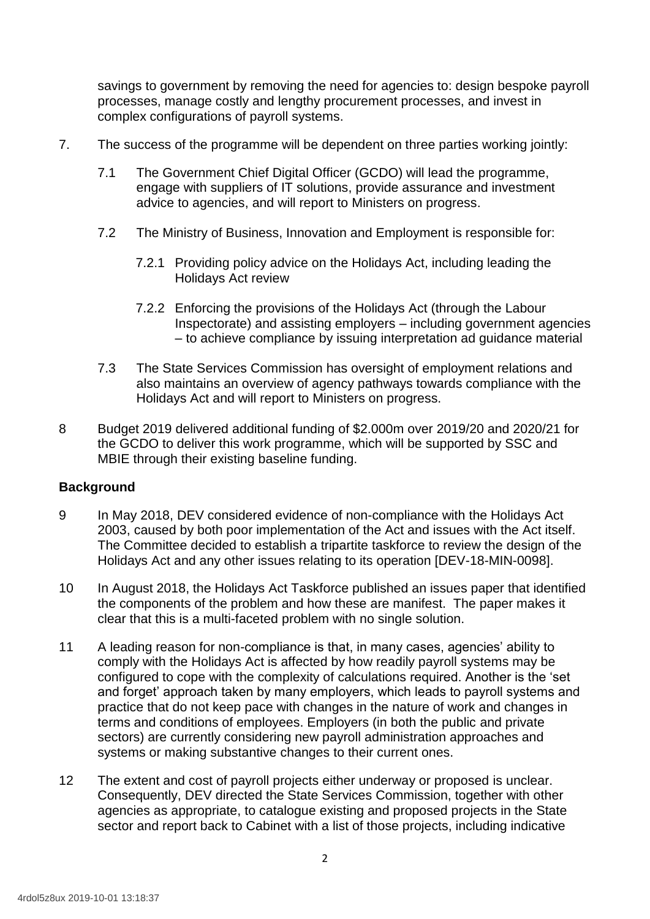savings to government by removing the need for agencies to: design bespoke payroll processes, manage costly and lengthy procurement processes, and invest in complex configurations of payroll systems.

7. The success of the programme will be dependent on three parties working jointly:

   7.1 The Government Chief Digital Officer (GCDO) will lead the programme, engage with suppliers of IT solutions, provide assurance and investment advice to agencies, and will report to Ministers on progress.

   7.2 The Ministry of Business, Innovation and Employment is responsible for:

      7.2.1 Providing policy advice on the Holidays Act, including leading the Holidays Act review

      7.2.2 Enforcing the provisions of the Holidays Act (through the Labour Inspectorate) and assisting employers – including government agencies – to achieve compliance by issuing interpretation ad guidance material

   7.3 The State Services Commission has oversight of employment relations and also maintains an overview of agency pathways towards compliance with the Holidays Act and will report to Ministers on progress.

8 Budget 2019 delivered additional funding of $2.000m over 2019/20 and 2020/21 for the GCDO to deliver this work programme, which will be supported by SSC and MBIE through their existing baseline funding.

**Background**

9 In May 2018, DEV considered evidence of non-compliance with the Holidays Act 2003, caused by both poor implementation of the Act and issues with the Act itself. The Committee decided to establish a tripartite taskforce to review the design of the Holidays Act and any other issues relating to its operation [DEV-18-MIN-0098].

10 In August 2018, the Holidays Act Taskforce published an issues paper that identified the components of the problem and how these are manifest. The paper makes it clear that this is a multi-faceted problem with no single solution.

11 A leading reason for non-compliance is that, in many cases, agencies' ability to comply with the Holidays Act is affected by how readily payroll systems may be configured to cope with the complexity of calculations required. Another is the 'set and forget' approach taken by many employers, which leads to payroll systems and practice that do not keep pace with changes in the nature of work and changes in terms and conditions of employees. Employers (in both the public and private sectors) are currently considering new payroll administration approaches and systems or making substantive changes to their current ones.

12 The extent and cost of payroll projects either underway or proposed is unclear. Consequently, DEV directed the State Services Commission, together with other agencies as appropriate, to catalogue existing and proposed projects in the State sector and report back to Cabinet with a list of those projects, including indicative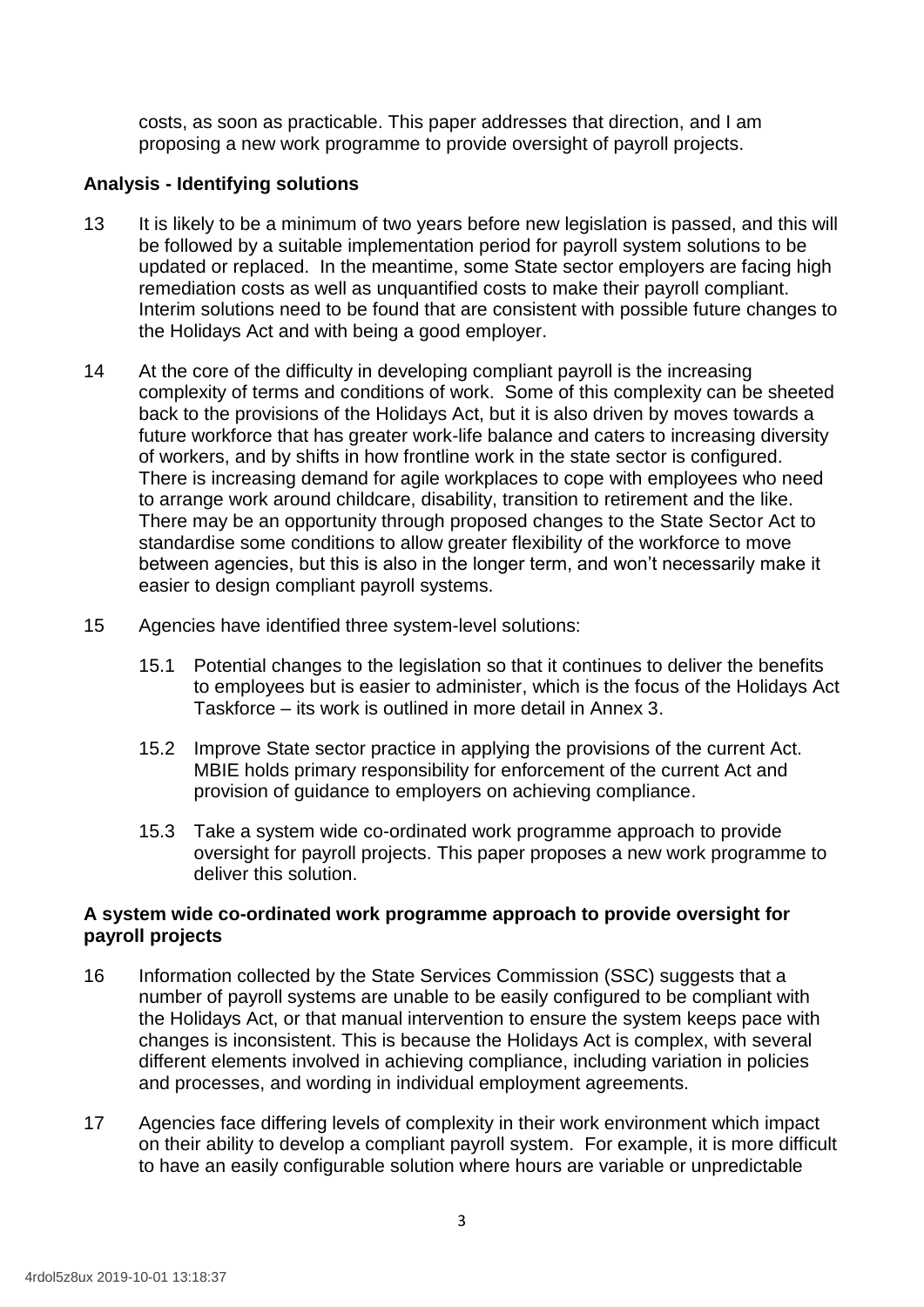costs, as soon as practicable. This paper addresses that direction, and I am proposing a new work programme to provide oversight of payroll projects.

**Analysis - Identifying solutions**

13 It is likely to be a minimum of two years before new legislation is passed, and this will be followed by a suitable implementation period for payroll system solutions to be updated or replaced. In the meantime, some State sector employers are facing high remediation costs as well as unquantified costs to make their payroll compliant. Interim solutions need to be found that are consistent with possible future changes to the Holidays Act and with being a good employer.

14 At the core of the difficulty in developing compliant payroll is the increasing complexity of terms and conditions of work. Some of this complexity can be sheeted back to the provisions of the Holidays Act, but it is also driven by moves towards a future workforce that has greater work-life balance and caters to increasing diversity of workers, and by shifts in how frontline work in the state sector is configured. There is increasing demand for agile workplaces to cope with employees who need to arrange work around childcare, disability, transition to retirement and the like. There may be an opportunity through proposed changes to the State Sector Act to standardise some conditions to allow greater flexibility of the workforce to move between agencies, but this is also in the longer term, and won't necessarily make it easier to design compliant payroll systems.

15 Agencies have identified three system-level solutions:

15.1 Potential changes to the legislation so that it continues to deliver the benefits to employees but is easier to administer, which is the focus of the Holidays Act Taskforce – its work is outlined in more detail in Annex 3.

15.2 Improve State sector practice in applying the provisions of the current Act. MBIE holds primary responsibility for enforcement of the current Act and provision of guidance to employers on achieving compliance.

15.3 Take a system wide co-ordinated work programme approach to provide oversight for payroll projects. This paper proposes a new work programme to deliver this solution.

**A system wide co-ordinated work programme approach to provide oversight for payroll projects**

16 Information collected by the State Services Commission (SSC) suggests that a number of payroll systems are unable to be easily configured to be compliant with the Holidays Act, or that manual intervention to ensure the system keeps pace with changes is inconsistent. This is because the Holidays Act is complex, with several different elements involved in achieving compliance, including variation in policies and processes, and wording in individual employment agreements.

17 Agencies face differing levels of complexity in their work environment which impact on their ability to develop a compliant payroll system. For example, it is more difficult to have an easily configurable solution where hours are variable or unpredictable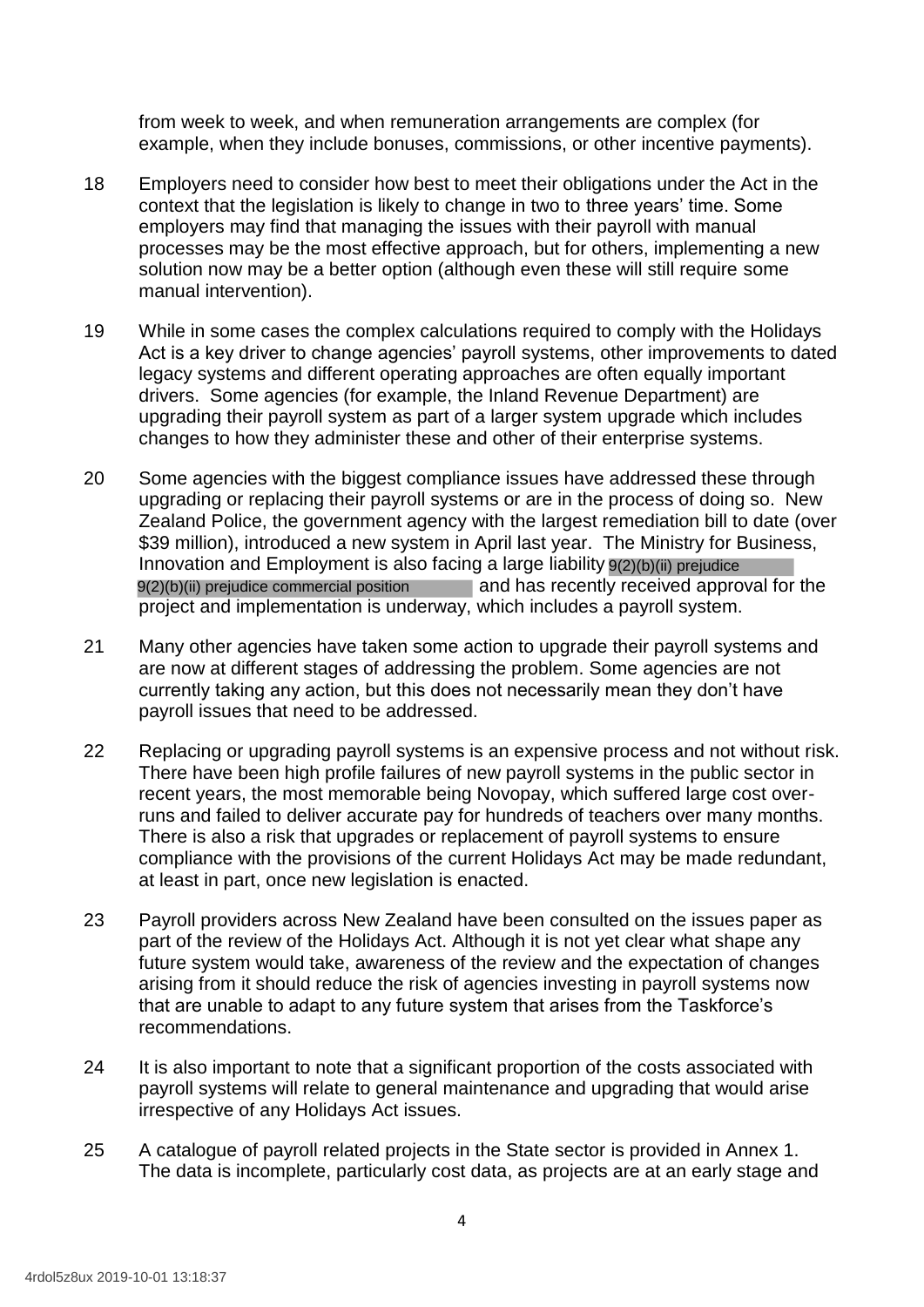from week to week, and when remuneration arrangements are complex (for example, when they include bonuses, commissions, or other incentive payments).

18 Employers need to consider how best to meet their obligations under the Act in the context that the legislation is likely to change in two to three years' time. Some employers may find that managing the issues with their payroll with manual processes may be the most effective approach, but for others, implementing a new solution now may be a better option (although even these will still require some manual intervention).

19 While in some cases the complex calculations required to comply with the Holidays Act is a key driver to change agencies' payroll systems, other improvements to dated legacy systems and different operating approaches are often equally important drivers. Some agencies (for example, the Inland Revenue Department) are upgrading their payroll system as part of a larger system upgrade which includes changes to how they administer these and other of their enterprise systems.

20 Some agencies with the biggest compliance issues have addressed these through upgrading or replacing their payroll systems or are in the process of doing so. New Zealand Police, the government agency with the largest remediation bill to date (over $39 million), introduced a new system in April last year. The Ministry for Business, Innovation and Employment is also facing a large liability 9(2)(b)(ii) prejudice 9(2)(b)(ii) prejudice commercial position and has recently received approval for the project and implementation is underway, which includes a payroll system.

21 Many other agencies have taken some action to upgrade their payroll systems and are now at different stages of addressing the problem. Some agencies are not currently taking any action, but this does not necessarily mean they don't have payroll issues that need to be addressed.

22 Replacing or upgrading payroll systems is an expensive process and not without risk. There have been high profile failures of new payroll systems in the public sector in recent years, the most memorable being Novopay, which suffered large cost over-runs and failed to deliver accurate pay for hundreds of teachers over many months. There is also a risk that upgrades or replacement of payroll systems to ensure compliance with the provisions of the current Holidays Act may be made redundant, at least in part, once new legislation is enacted.

23 Payroll providers across New Zealand have been consulted on the issues paper as part of the review of the Holidays Act. Although it is not yet clear what shape any future system would take, awareness of the review and the expectation of changes arising from it should reduce the risk of agencies investing in payroll systems now that are unable to adapt to any future system that arises from the Taskforce's recommendations.

24 It is also important to note that a significant proportion of the costs associated with payroll systems will relate to general maintenance and upgrading that would arise irrespective of any Holidays Act issues.

25 A catalogue of payroll related projects in the State sector is provided in Annex 1. The data is incomplete, particularly cost data, as projects are at an early stage and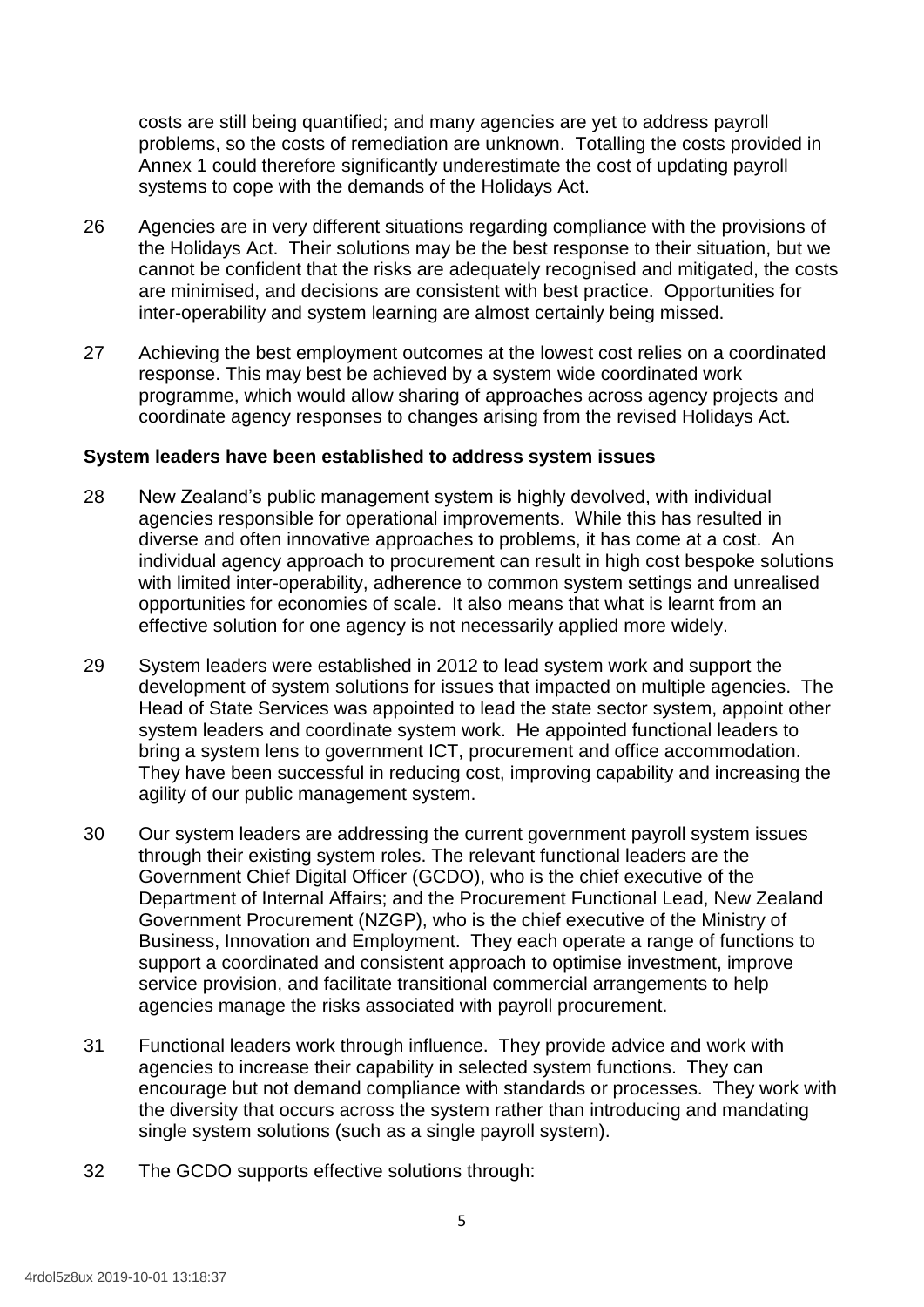costs are still being quantified; and many agencies are yet to address payroll problems, so the costs of remediation are unknown. Totalling the costs provided in Annex 1 could therefore significantly underestimate the cost of updating payroll systems to cope with the demands of the Holidays Act.

26 Agencies are in very different situations regarding compliance with the provisions of the Holidays Act. Their solutions may be the best response to their situation, but we cannot be confident that the risks are adequately recognised and mitigated, the costs are minimised, and decisions are consistent with best practice. Opportunities for inter-operability and system learning are almost certainly being missed.

27 Achieving the best employment outcomes at the lowest cost relies on a coordinated response. This may best be achieved by a system wide coordinated work programme, which would allow sharing of approaches across agency projects and coordinate agency responses to changes arising from the revised Holidays Act.

**System leaders have been established to address system issues**

28 New Zealand's public management system is highly devolved, with individual agencies responsible for operational improvements. While this has resulted in diverse and often innovative approaches to problems, it has come at a cost. An individual agency approach to procurement can result in high cost bespoke solutions with limited inter-operability, adherence to common system settings and unrealised opportunities for economies of scale. It also means that what is learnt from an effective solution for one agency is not necessarily applied more widely.

29 System leaders were established in 2012 to lead system work and support the development of system solutions for issues that impacted on multiple agencies. The Head of State Services was appointed to lead the state sector system, appoint other system leaders and coordinate system work. He appointed functional leaders to bring a system lens to government ICT, procurement and office accommodation. They have been successful in reducing cost, improving capability and increasing the agility of our public management system.

30 Our system leaders are addressing the current government payroll system issues through their existing system roles. The relevant functional leaders are the Government Chief Digital Officer (GCDO), who is the chief executive of the Department of Internal Affairs; and the Procurement Functional Lead, New Zealand Government Procurement (NZGP), who is the chief executive of the Ministry of Business, Innovation and Employment. They each operate a range of functions to support a coordinated and consistent approach to optimise investment, improve service provision, and facilitate transitional commercial arrangements to help agencies manage the risks associated with payroll procurement.

31 Functional leaders work through influence. They provide advice and work with agencies to increase their capability in selected system functions. They can encourage but not demand compliance with standards or processes. They work with the diversity that occurs across the system rather than introducing and mandating single system solutions (such as a single payroll system).

32 The GCDO supports effective solutions through: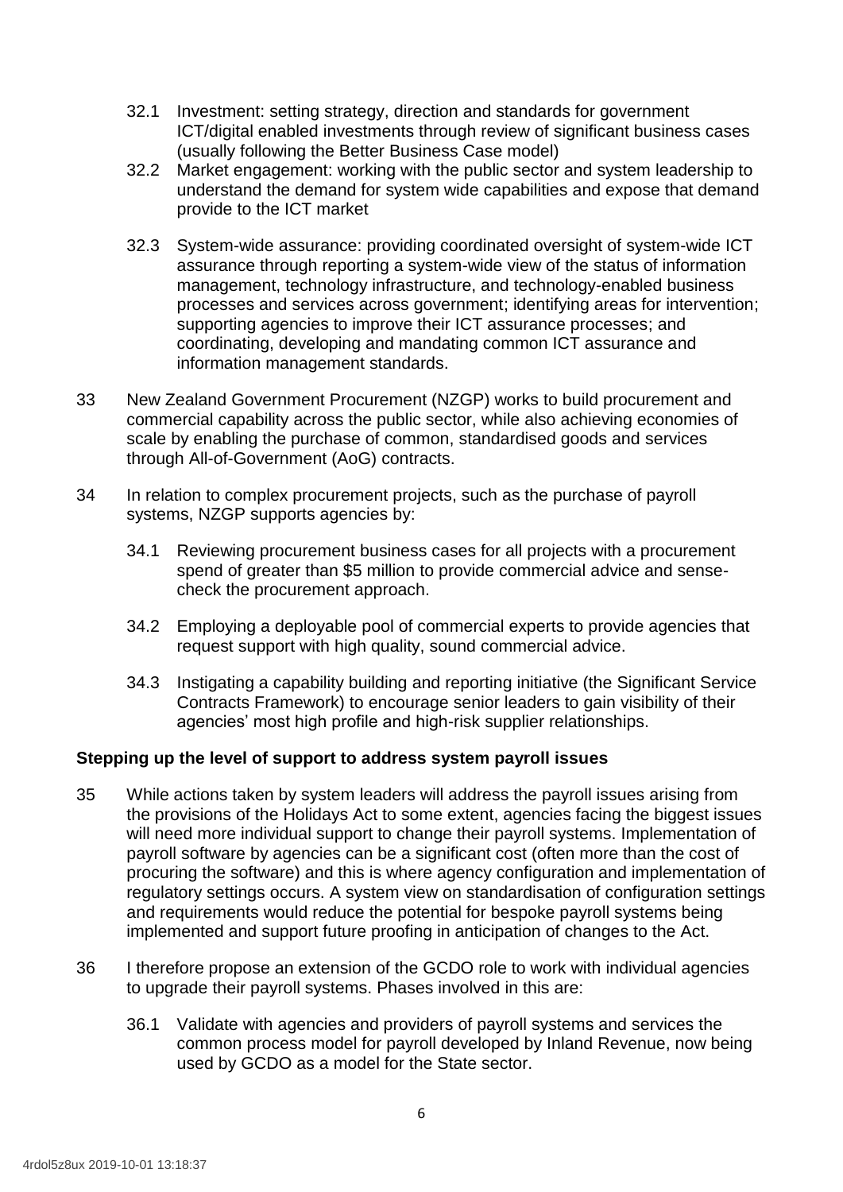32.1 Investment: setting strategy, direction and standards for government ICT/digital enabled investments through review of significant business cases (usually following the Better Business Case model)

32.2 Market engagement: working with the public sector and system leadership to understand the demand for system wide capabilities and expose that demand provide to the ICT market

32.3 System-wide assurance: providing coordinated oversight of system-wide ICT assurance through reporting a system-wide view of the status of information management, technology infrastructure, and technology-enabled business processes and services across government; identifying areas for intervention; supporting agencies to improve their ICT assurance processes; and coordinating, developing and mandating common ICT assurance and information management standards.

33 New Zealand Government Procurement (NZGP) works to build procurement and commercial capability across the public sector, while also achieving economies of scale by enabling the purchase of common, standardised goods and services through All-of-Government (AoG) contracts.

34 In relation to complex procurement projects, such as the purchase of payroll systems, NZGP supports agencies by:

34.1 Reviewing procurement business cases for all projects with a procurement spend of greater than $5 million to provide commercial advice and sense-check the procurement approach.

34.2 Employing a deployable pool of commercial experts to provide agencies that request support with high quality, sound commercial advice.

34.3 Instigating a capability building and reporting initiative (the Significant Service Contracts Framework) to encourage senior leaders to gain visibility of their agencies' most high profile and high-risk supplier relationships.

**Stepping up the level of support to address system payroll issues**

35 While actions taken by system leaders will address the payroll issues arising from the provisions of the Holidays Act to some extent, agencies facing the biggest issues will need more individual support to change their payroll systems. Implementation of payroll software by agencies can be a significant cost (often more than the cost of procuring the software) and this is where agency configuration and implementation of regulatory settings occurs. A system view on standardisation of configuration settings and requirements would reduce the potential for bespoke payroll systems being implemented and support future proofing in anticipation of changes to the Act.

36 I therefore propose an extension of the GCDO role to work with individual agencies to upgrade their payroll systems. Phases involved in this are:

36.1 Validate with agencies and providers of payroll systems and services the common process model for payroll developed by Inland Revenue, now being used by GCDO as a model for the State sector.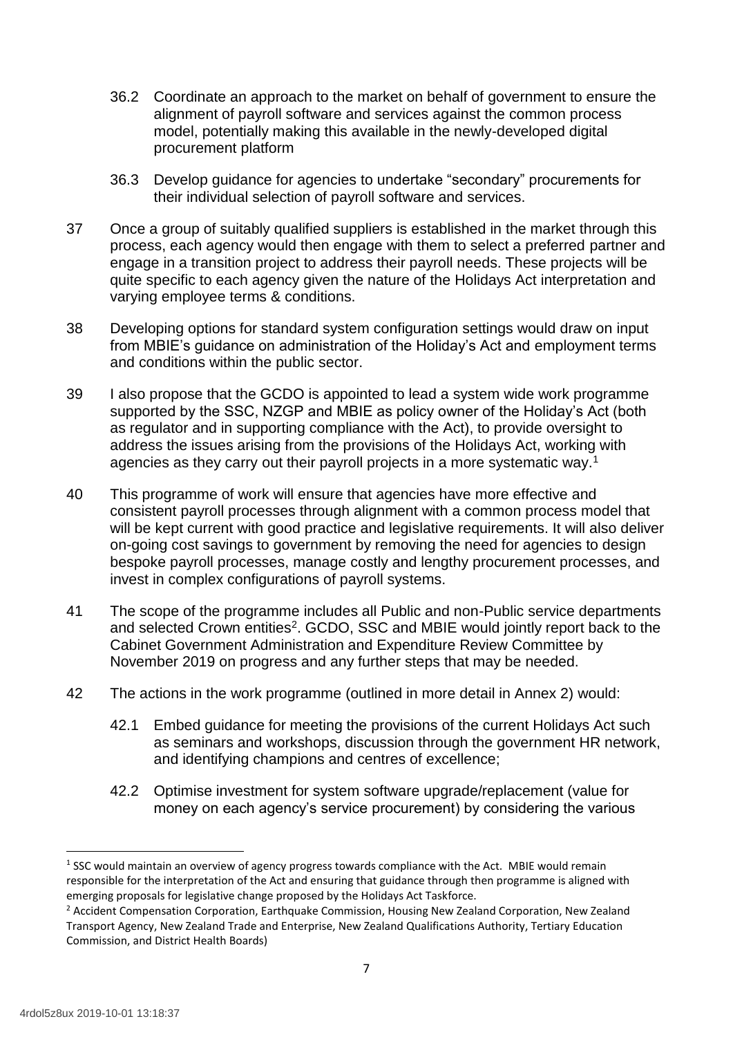36.2 Coordinate an approach to the market on behalf of government to ensure the alignment of payroll software and services against the common process model, potentially making this available in the newly-developed digital procurement platform

36.3 Develop guidance for agencies to undertake "secondary" procurements for their individual selection of payroll software and services.

37 Once a group of suitably qualified suppliers is established in the market through this process, each agency would then engage with them to select a preferred partner and engage in a transition project to address their payroll needs. These projects will be quite specific to each agency given the nature of the Holidays Act interpretation and varying employee terms & conditions.

38 Developing options for standard system configuration settings would draw on input from MBIE's guidance on administration of the Holiday's Act and employment terms and conditions within the public sector.

39 I also propose that the GCDO is appointed to lead a system wide work programme supported by the SSC, NZGP and MBIE as policy owner of the Holiday's Act (both as regulator and in supporting compliance with the Act), to provide oversight to address the issues arising from the provisions of the Holidays Act, working with agencies as they carry out their payroll projects in a more systematic way.[1]

40 This programme of work will ensure that agencies have more effective and consistent payroll processes through alignment with a common process model that will be kept current with good practice and legislative requirements. It will also deliver on-going cost savings to government by removing the need for agencies to design bespoke payroll processes, manage costly and lengthy procurement processes, and invest in complex configurations of payroll systems.

41 The scope of the programme includes all Public and non-Public service departments and selected Crown entities[2]. GCDO, SSC and MBIE would jointly report back to the Cabinet Government Administration and Expenditure Review Committee by November 2019 on progress and any further steps that may be needed.

42 The actions in the work programme (outlined in more detail in Annex 2) would:

42.1 Embed guidance for meeting the provisions of the current Holidays Act such as seminars and workshops, discussion through the government HR network, and identifying champions and centres of excellence;

42.2 Optimise investment for system software upgrade/replacement (value for money on each agency's service procurement) by considering the various

---

[1] SSC would maintain an overview of agency progress towards compliance with the Act. MBIE would remain responsible for the interpretation of the Act and ensuring that guidance through then programme is aligned with emerging proposals for legislative change proposed by the Holidays Act Taskforce.

[2] Accident Compensation Corporation, Earthquake Commission, Housing New Zealand Corporation, New Zealand Transport Agency, New Zealand Trade and Enterprise, New Zealand Qualifications Authority, Tertiary Education Commission, and District Health Boards)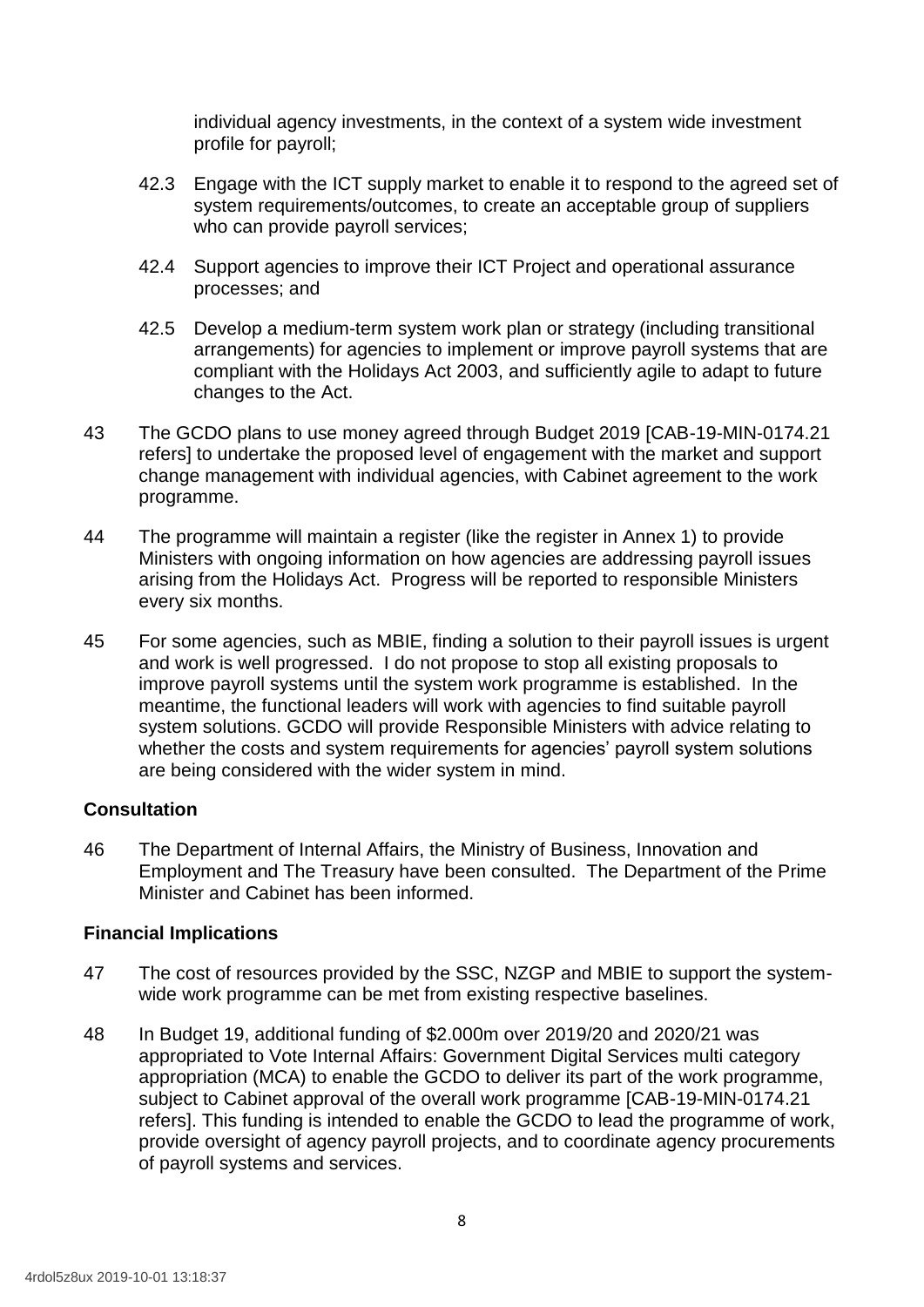individual agency investments, in the context of a system wide investment profile for payroll;

42.3 Engage with the ICT supply market to enable it to respond to the agreed set of system requirements/outcomes, to create an acceptable group of suppliers who can provide payroll services;

42.4 Support agencies to improve their ICT Project and operational assurance processes; and

42.5 Develop a medium-term system work plan or strategy (including transitional arrangements) for agencies to implement or improve payroll systems that are compliant with the Holidays Act 2003, and sufficiently agile to adapt to future changes to the Act.

43 The GCDO plans to use money agreed through Budget 2019 [CAB-19-MIN-0174.21 refers] to undertake the proposed level of engagement with the market and support change management with individual agencies, with Cabinet agreement to the work programme.

44 The programme will maintain a register (like the register in Annex 1) to provide Ministers with ongoing information on how agencies are addressing payroll issues arising from the Holidays Act. Progress will be reported to responsible Ministers every six months.

45 For some agencies, such as MBIE, finding a solution to their payroll issues is urgent and work is well progressed. I do not propose to stop all existing proposals to improve payroll systems until the system work programme is established. In the meantime, the functional leaders will work with agencies to find suitable payroll system solutions. GCDO will provide Responsible Ministers with advice relating to whether the costs and system requirements for agencies' payroll system solutions are being considered with the wider system in mind.

### Consultation

46 The Department of Internal Affairs, the Ministry of Business, Innovation and Employment and The Treasury have been consulted. The Department of the Prime Minister and Cabinet has been informed.

### Financial Implications

47 The cost of resources provided by the SSC, NZGP and MBIE to support the system-wide work programme can be met from existing respective baselines.

48 In Budget 19, additional funding of $2.000m over 2019/20 and 2020/21 was appropriated to Vote Internal Affairs: Government Digital Services multi category appropriation (MCA) to enable the GCDO to deliver its part of the work programme, subject to Cabinet approval of the overall work programme [CAB-19-MIN-0174.21 refers]. This funding is intended to enable the GCDO to lead the programme of work, provide oversight of agency payroll projects, and to coordinate agency procurements of payroll systems and services.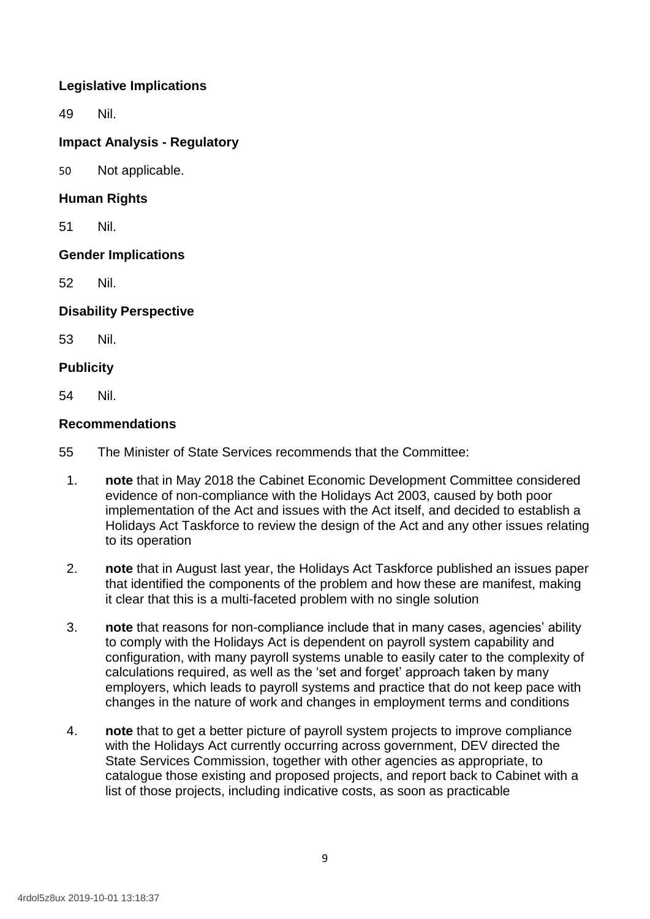## Legislative Implications

49 Nil.

## Impact Analysis - Regulatory

50 Not applicable.

## Human Rights

51 Nil.

## Gender Implications

52 Nil.

## Disability Perspective

53 Nil.

## Publicity

54 Nil.

## Recommendations

55 The Minister of State Services recommends that the Committee:

1. **note** that in May 2018 the Cabinet Economic Development Committee considered evidence of non-compliance with the Holidays Act 2003, caused by both poor implementation of the Act and issues with the Act itself, and decided to establish a Holidays Act Taskforce to review the design of the Act and any other issues relating to its operation

2. **note** that in August last year, the Holidays Act Taskforce published an issues paper that identified the components of the problem and how these are manifest, making it clear that this is a multi-faceted problem with no single solution

3. **note** that reasons for non-compliance include that in many cases, agencies' ability to comply with the Holidays Act is dependent on payroll system capability and configuration, with many payroll systems unable to easily cater to the complexity of calculations required, as well as the 'set and forget' approach taken by many employers, which leads to payroll systems and practice that do not keep pace with changes in the nature of work and changes in employment terms and conditions

4. **note** that to get a better picture of payroll system projects to improve compliance with the Holidays Act currently occurring across government, DEV directed the State Services Commission, together with other agencies as appropriate, to catalogue those existing and proposed projects, and report back to Cabinet with a list of those projects, including indicative costs, as soon as practicable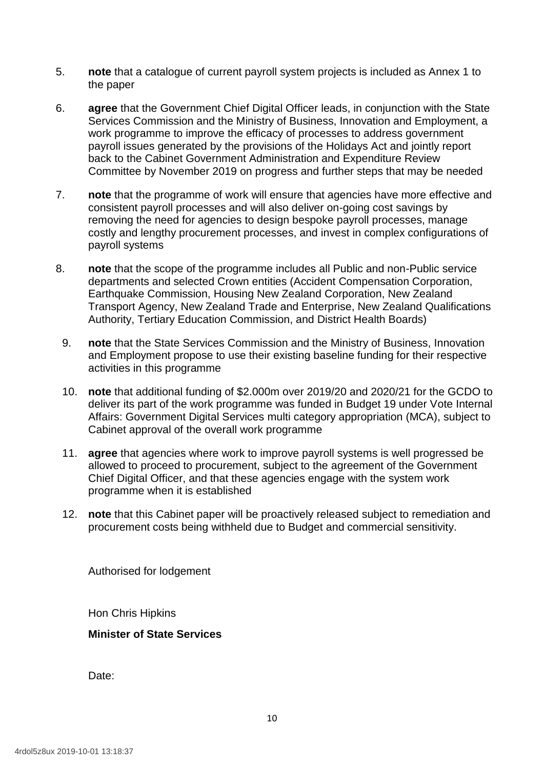5. **note** that a catalogue of current payroll system projects is included as Annex 1 to the paper

6. **agree** that the Government Chief Digital Officer leads, in conjunction with the State Services Commission and the Ministry of Business, Innovation and Employment, a work programme to improve the efficacy of processes to address government payroll issues generated by the provisions of the Holidays Act and jointly report back to the Cabinet Government Administration and Expenditure Review Committee by November 2019 on progress and further steps that may be needed

7. **note** that the programme of work will ensure that agencies have more effective and consistent payroll processes and will also deliver on-going cost savings by removing the need for agencies to design bespoke payroll processes, manage costly and lengthy procurement processes, and invest in complex configurations of payroll systems

8. **note** that the scope of the programme includes all Public and non-Public service departments and selected Crown entities (Accident Compensation Corporation, Earthquake Commission, Housing New Zealand Corporation, New Zealand Transport Agency, New Zealand Trade and Enterprise, New Zealand Qualifications Authority, Tertiary Education Commission, and District Health Boards)

9. **note** that the State Services Commission and the Ministry of Business, Innovation and Employment propose to use their existing baseline funding for their respective activities in this programme

10. **note** that additional funding of $2.000m over 2019/20 and 2020/21 for the GCDO to deliver its part of the work programme was funded in Budget 19 under Vote Internal Affairs: Government Digital Services multi category appropriation (MCA), subject to Cabinet approval of the overall work programme

11. **agree** that agencies where work to improve payroll systems is well progressed be allowed to proceed to procurement, subject to the agreement of the Government Chief Digital Officer, and that these agencies engage with the system work programme when it is established

12. **note** that this Cabinet paper will be proactively released subject to remediation and procurement costs being withheld due to Budget and commercial sensitivity.

Authorised for lodgement

Hon Chris Hipkins

**Minister of State Services**

Date: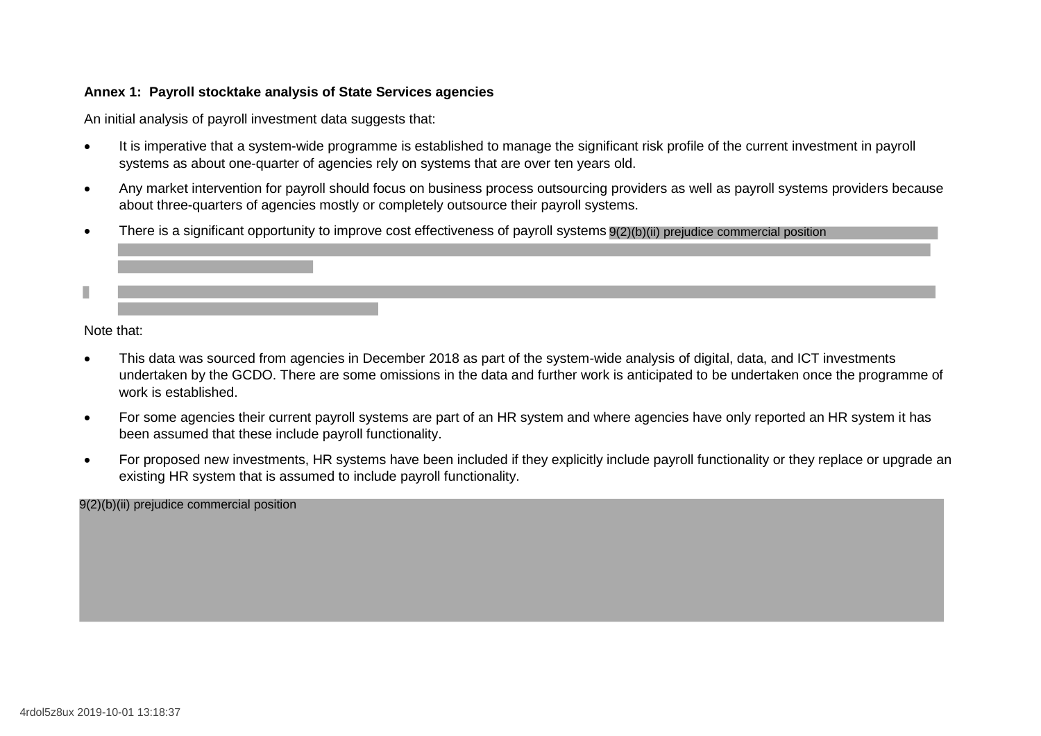**Annex 1: Payroll stocktake analysis of State Services agencies**

An initial analysis of payroll investment data suggests that:

- It is imperative that a system-wide programme is established to manage the significant risk profile of the current investment in payroll systems as about one-quarter of agencies rely on systems that are over ten years old.
- Any market intervention for payroll should focus on business process outsourcing providers as well as payroll systems providers because about three-quarters of agencies mostly or completely outsource their payroll systems.
- There is a significant opportunity to improve cost effectiveness of payroll systems 9(2)(b)(ii) prejudice commercial position

Note that:

- This data was sourced from agencies in December 2018 as part of the system-wide analysis of digital, data, and ICT investments undertaken by the GCDO. There are some omissions in the data and further work is anticipated to be undertaken once the programme of work is established.
- For some agencies their current payroll systems are part of an HR system and where agencies have only reported an HR system it has been assumed that these include payroll functionality.
- For proposed new investments, HR systems have been included if they explicitly include payroll functionality or they replace or upgrade an existing HR system that is assumed to include payroll functionality.

9(2)(b)(ii) prejudice commercial position

4rdol5z8ux 2019-10-01 13:18:37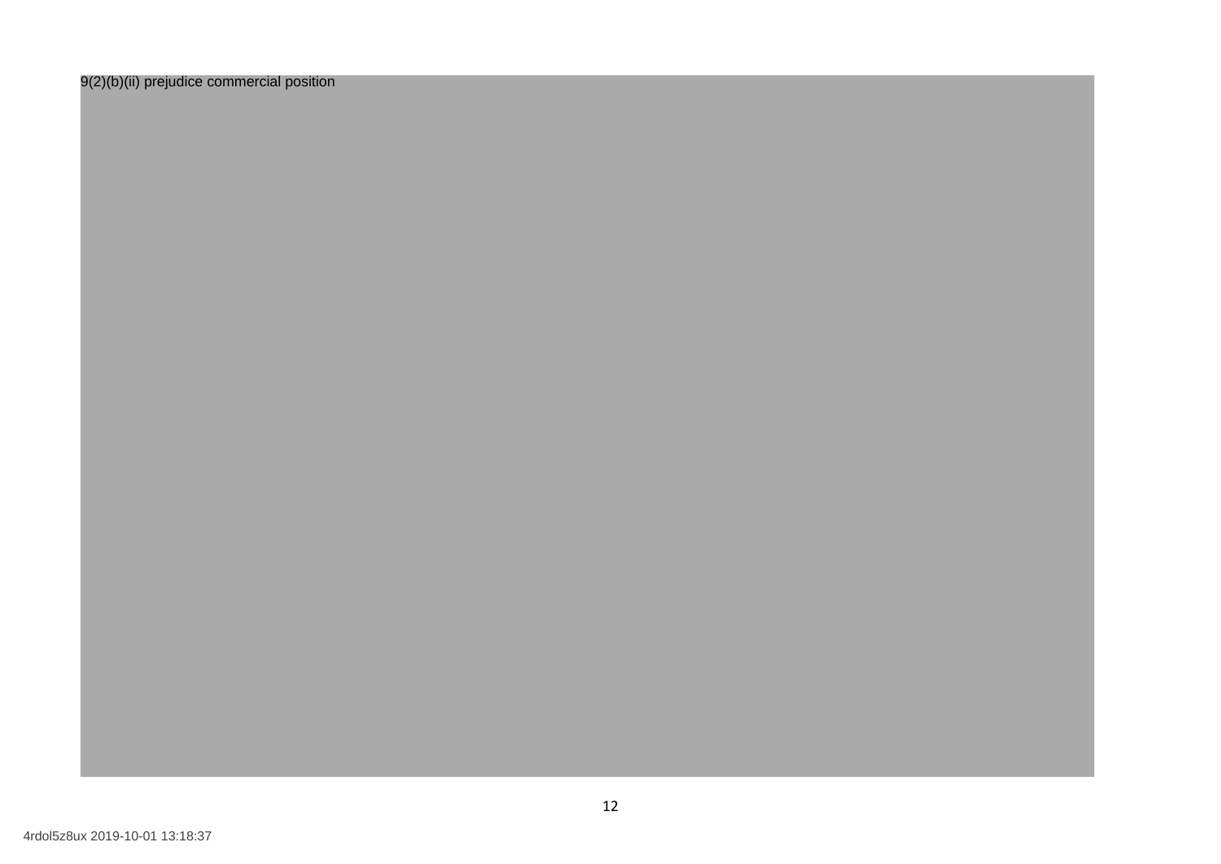9(2)(b)(ii) prejudice commercial position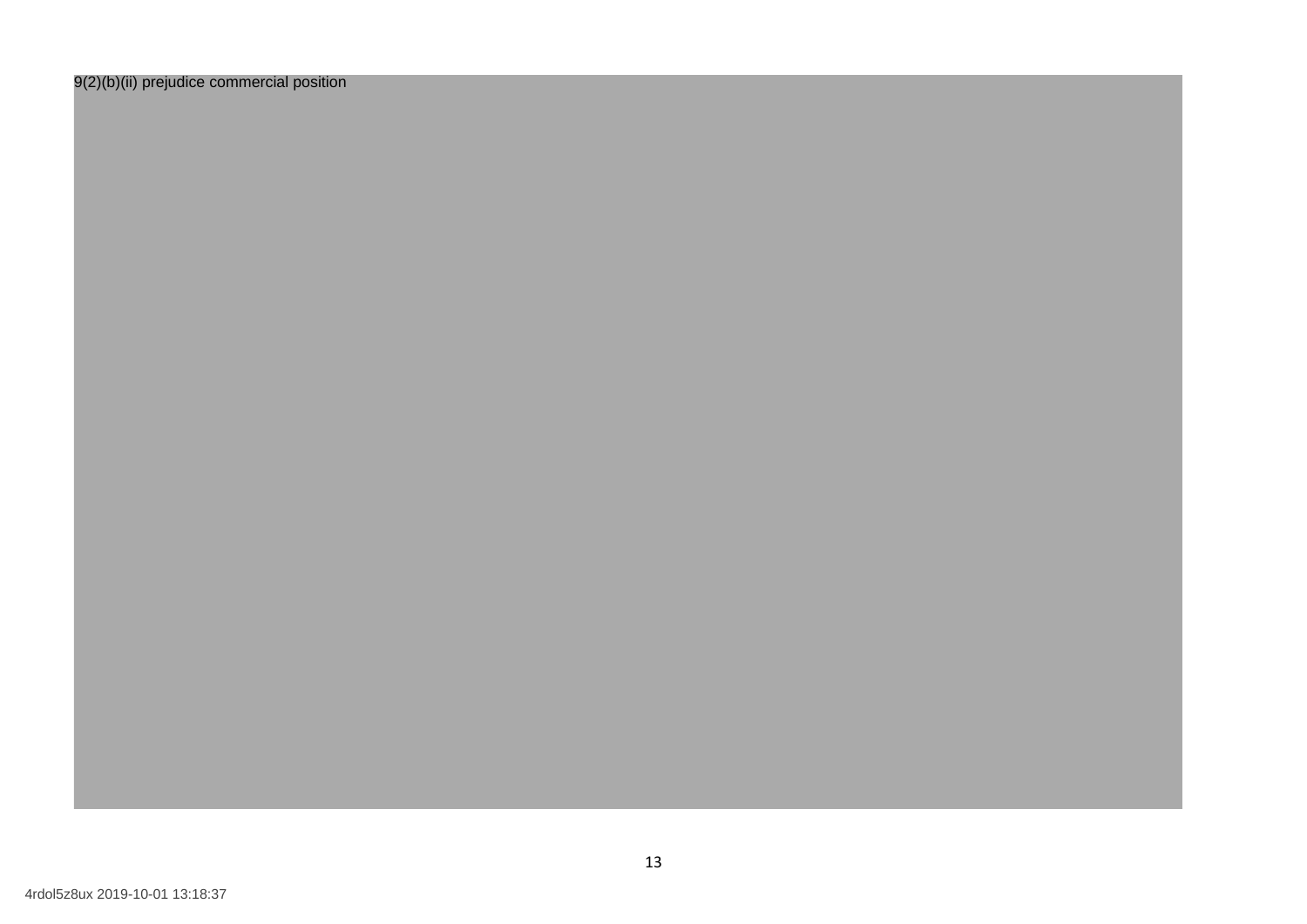9(2)(b)(ii) prejudice commercial position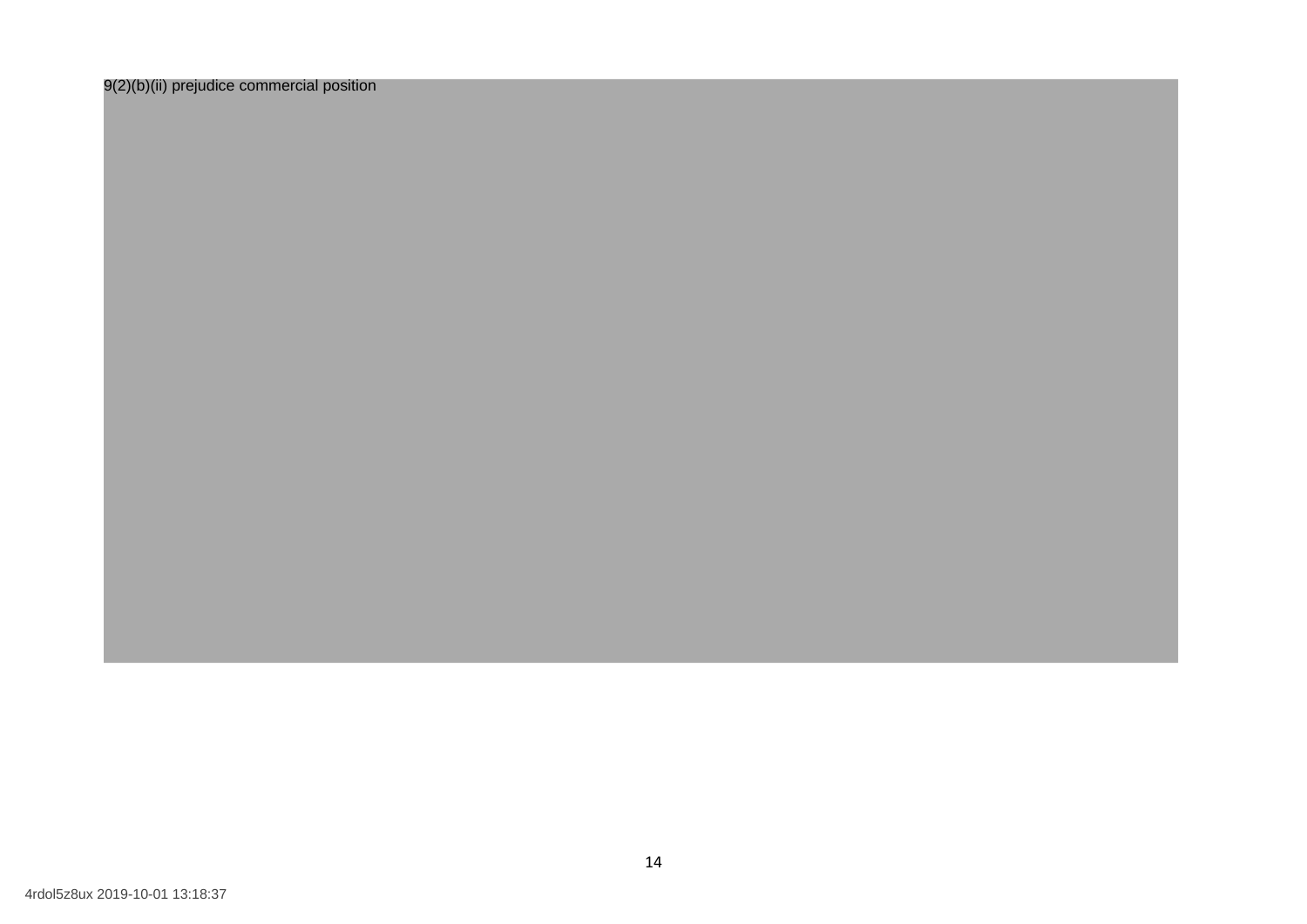9(2)(b)(ii) prejudice commercial position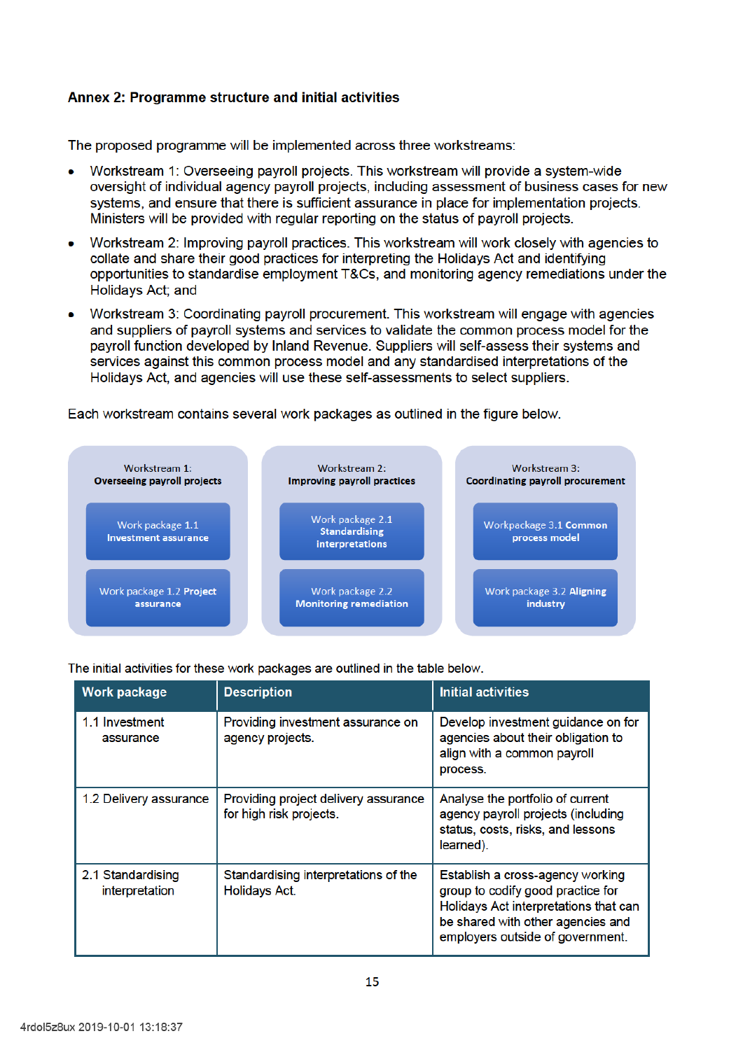### Annex 2: Programme structure and initial activities

The proposed programme will be implemented across three workstreams:

- Workstream 1: Overseeing payroll projects. This workstream will provide a system-wide oversight of individual agency payroll projects, including assessment of business cases for new systems, and ensure that there is sufficient assurance in place for implementation projects. Ministers will be provided with regular reporting on the status of payroll projects.
- Workstream 2: Improving payroll practices. This workstream will work closely with agencies to collate and share their good practices for interpreting the Holidays Act and identifying opportunities to standardise employment T&Cs, and monitoring agency remediations under the Holidays Act; and
- Workstream 3: Coordinating payroll procurement. This workstream will engage with agencies and suppliers of payroll systems and services to validate the common process model for the payroll function developed by Inland Revenue. Suppliers will self-assess their systems and services against this common process model and any standardised interpretations of the Holidays Act, and agencies will use these self-assessments to select suppliers.

Each workstream contains several work packages as outlined in the figure below.

Workstream 1:
**Overseeing payroll projects**

Work package 1.1
**Investment assurance**

Work package 1.2 **Project assurance**

Workstream 2:
**Improving payroll practices**

Work package 2.1
**Standardising interpretations**

Work package 2.2
**Monitoring remediation**

Workstream 3:
**Coordinating payroll procurement**

Workpackage 3.1 **Common process model**

Work package 3.2 **Aligning industry**

The initial activities for these work packages are outlined in the table below.

| Work package | Description | Initial activities |
|---|---|---|
| 1.1 Investment assurance | Providing investment assurance on agency projects. | Develop investment guidance on for agencies about their obligation to align with a common payroll process. |
| 1.2 Delivery assurance | Providing project delivery assurance for high risk projects. | Analyse the portfolio of current agency payroll projects (including status, costs, risks, and lessons learned). |
| 2.1 Standardising interpretation | Standardising interpretations of the Holidays Act. | Establish a cross-agency working group to codify good practice for Holidays Act interpretations that can be shared with other agencies and employers outside of government. |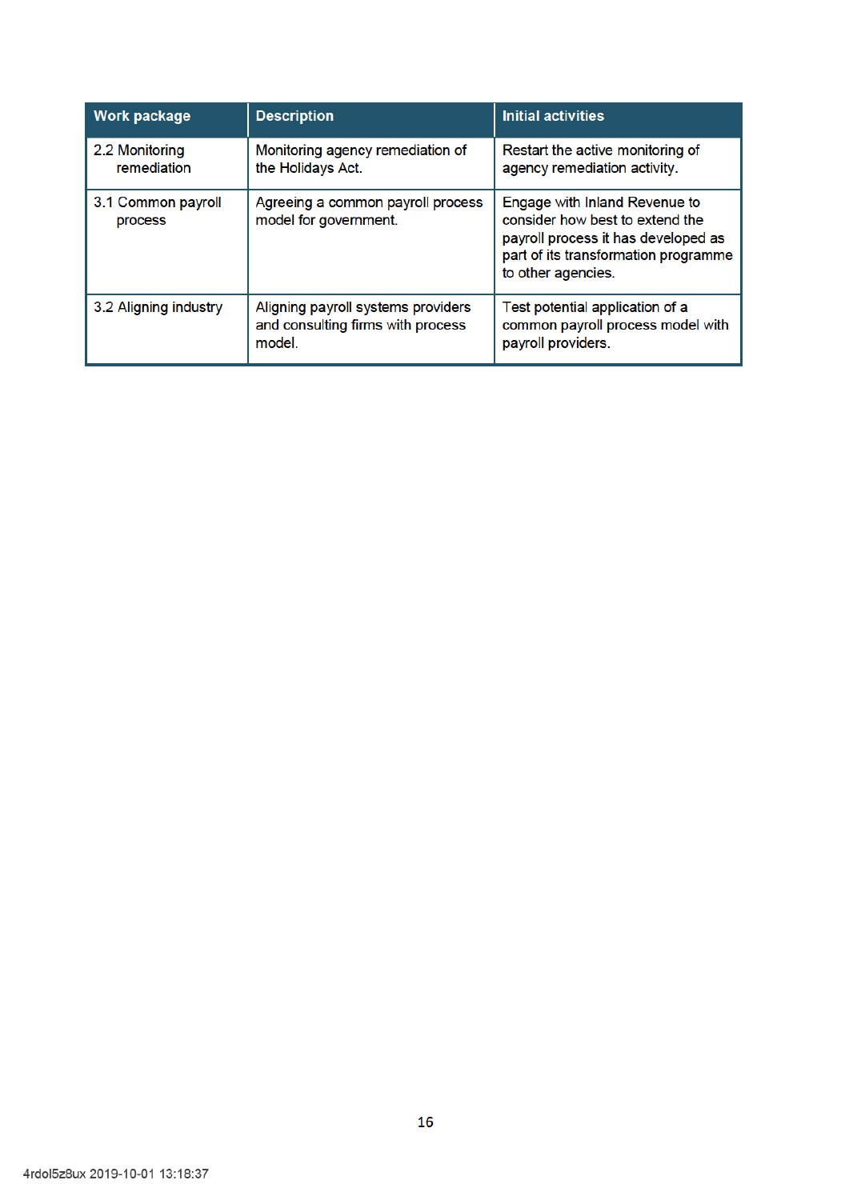| Work package | Description | Initial activities |
| --- | --- | --- |
| 2.2 Monitoring remediation | Monitoring agency remediation of the Holidays Act. | Restart the active monitoring of agency remediation activity. |
| 3.1 Common payroll process | Agreeing a common payroll process model for government. | Engage with Inland Revenue to consider how best to extend the payroll process it has developed as part of its transformation programme to other agencies. |
| 3.2 Aligning industry | Aligning payroll systems providers and consulting firms with process model. | Test potential application of a common payroll process model with payroll providers. |

4rdol5z8ux 2019-10-01 13:18:37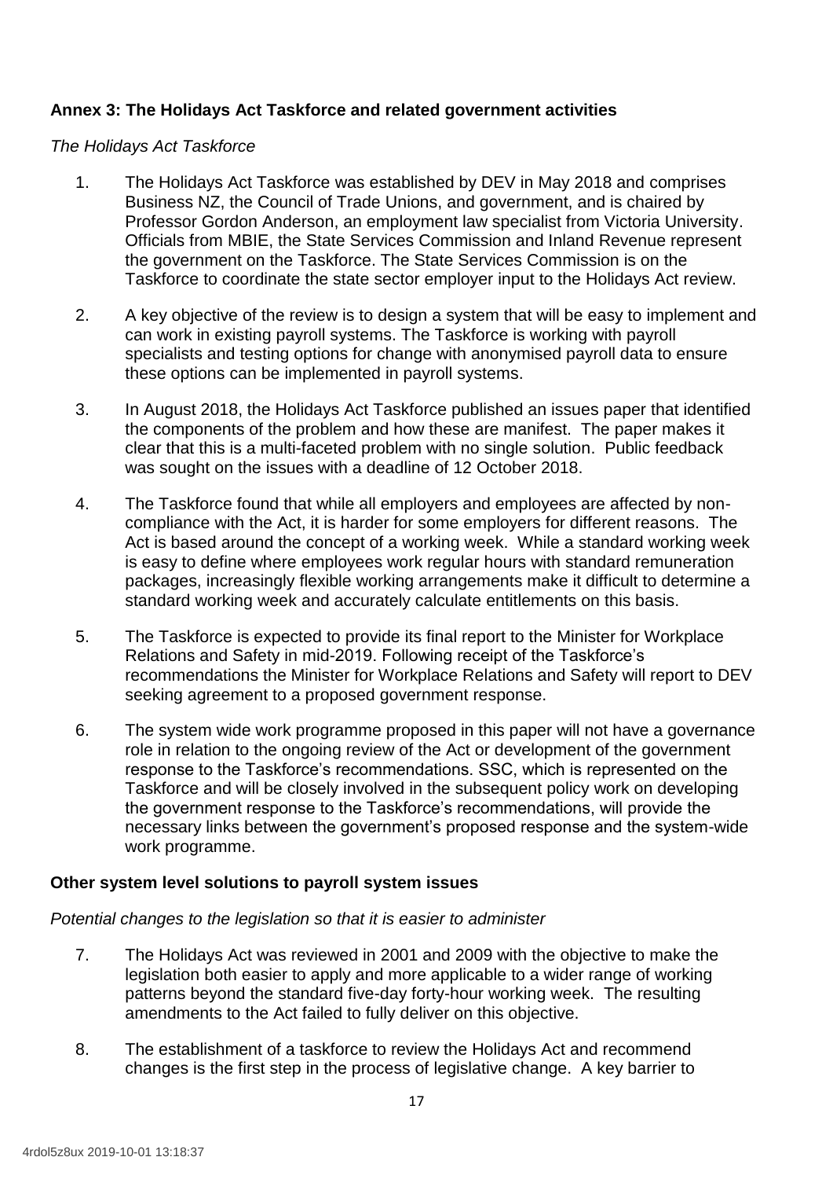**Annex 3: The Holidays Act Taskforce and related government activities**

*The Holidays Act Taskforce*

1. The Holidays Act Taskforce was established by DEV in May 2018 and comprises Business NZ, the Council of Trade Unions, and government, and is chaired by Professor Gordon Anderson, an employment law specialist from Victoria University. Officials from MBIE, the State Services Commission and Inland Revenue represent the government on the Taskforce. The State Services Commission is on the Taskforce to coordinate the state sector employer input to the Holidays Act review.

2. A key objective of the review is to design a system that will be easy to implement and can work in existing payroll systems. The Taskforce is working with payroll specialists and testing options for change with anonymised payroll data to ensure these options can be implemented in payroll systems.

3. In August 2018, the Holidays Act Taskforce published an issues paper that identified the components of the problem and how these are manifest. The paper makes it clear that this is a multi-faceted problem with no single solution. Public feedback was sought on the issues with a deadline of 12 October 2018.

4. The Taskforce found that while all employers and employees are affected by non-compliance with the Act, it is harder for some employers for different reasons. The Act is based around the concept of a working week. While a standard working week is easy to define where employees work regular hours with standard remuneration packages, increasingly flexible working arrangements make it difficult to determine a standard working week and accurately calculate entitlements on this basis.

5. The Taskforce is expected to provide its final report to the Minister for Workplace Relations and Safety in mid-2019. Following receipt of the Taskforce's recommendations the Minister for Workplace Relations and Safety will report to DEV seeking agreement to a proposed government response.

6. The system wide work programme proposed in this paper will not have a governance role in relation to the ongoing review of the Act or development of the government response to the Taskforce's recommendations. SSC, which is represented on the Taskforce and will be closely involved in the subsequent policy work on developing the government response to the Taskforce's recommendations, will provide the necessary links between the government's proposed response and the system-wide work programme.

**Other system level solutions to payroll system issues**

*Potential changes to the legislation so that it is easier to administer*

7. The Holidays Act was reviewed in 2001 and 2009 with the objective to make the legislation both easier to apply and more applicable to a wider range of working patterns beyond the standard five-day forty-hour working week. The resulting amendments to the Act failed to fully deliver on this objective.

8. The establishment of a taskforce to review the Holidays Act and recommend changes is the first step in the process of legislative change. A key barrier to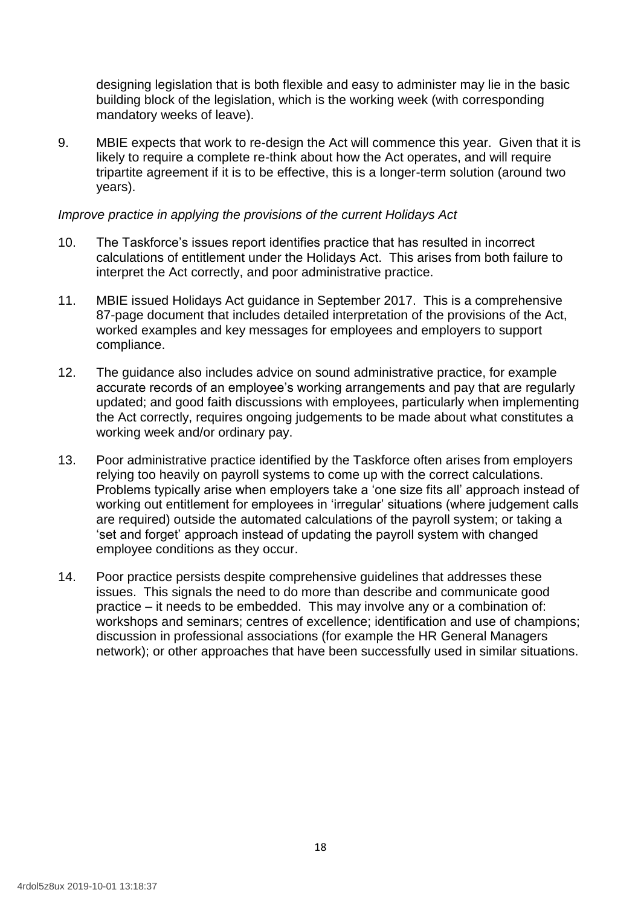designing legislation that is both flexible and easy to administer may lie in the basic building block of the legislation, which is the working week (with corresponding mandatory weeks of leave).

9. MBIE expects that work to re-design the Act will commence this year. Given that it is likely to require a complete re-think about how the Act operates, and will require tripartite agreement if it is to be effective, this is a longer-term solution (around two years).

*Improve practice in applying the provisions of the current Holidays Act*

10. The Taskforce's issues report identifies practice that has resulted in incorrect calculations of entitlement under the Holidays Act. This arises from both failure to interpret the Act correctly, and poor administrative practice.

11. MBIE issued Holidays Act guidance in September 2017. This is a comprehensive 87-page document that includes detailed interpretation of the provisions of the Act, worked examples and key messages for employees and employers to support compliance.

12. The guidance also includes advice on sound administrative practice, for example accurate records of an employee's working arrangements and pay that are regularly updated; and good faith discussions with employees, particularly when implementing the Act correctly, requires ongoing judgements to be made about what constitutes a working week and/or ordinary pay.

13. Poor administrative practice identified by the Taskforce often arises from employers relying too heavily on payroll systems to come up with the correct calculations. Problems typically arise when employers take a 'one size fits all' approach instead of working out entitlement for employees in 'irregular' situations (where judgement calls are required) outside the automated calculations of the payroll system; or taking a 'set and forget' approach instead of updating the payroll system with changed employee conditions as they occur.

14. Poor practice persists despite comprehensive guidelines that addresses these issues. This signals the need to do more than describe and communicate good practice – it needs to be embedded. This may involve any or a combination of: workshops and seminars; centres of excellence; identification and use of champions; discussion in professional associations (for example the HR General Managers network); or other approaches that have been successfully used in similar situations.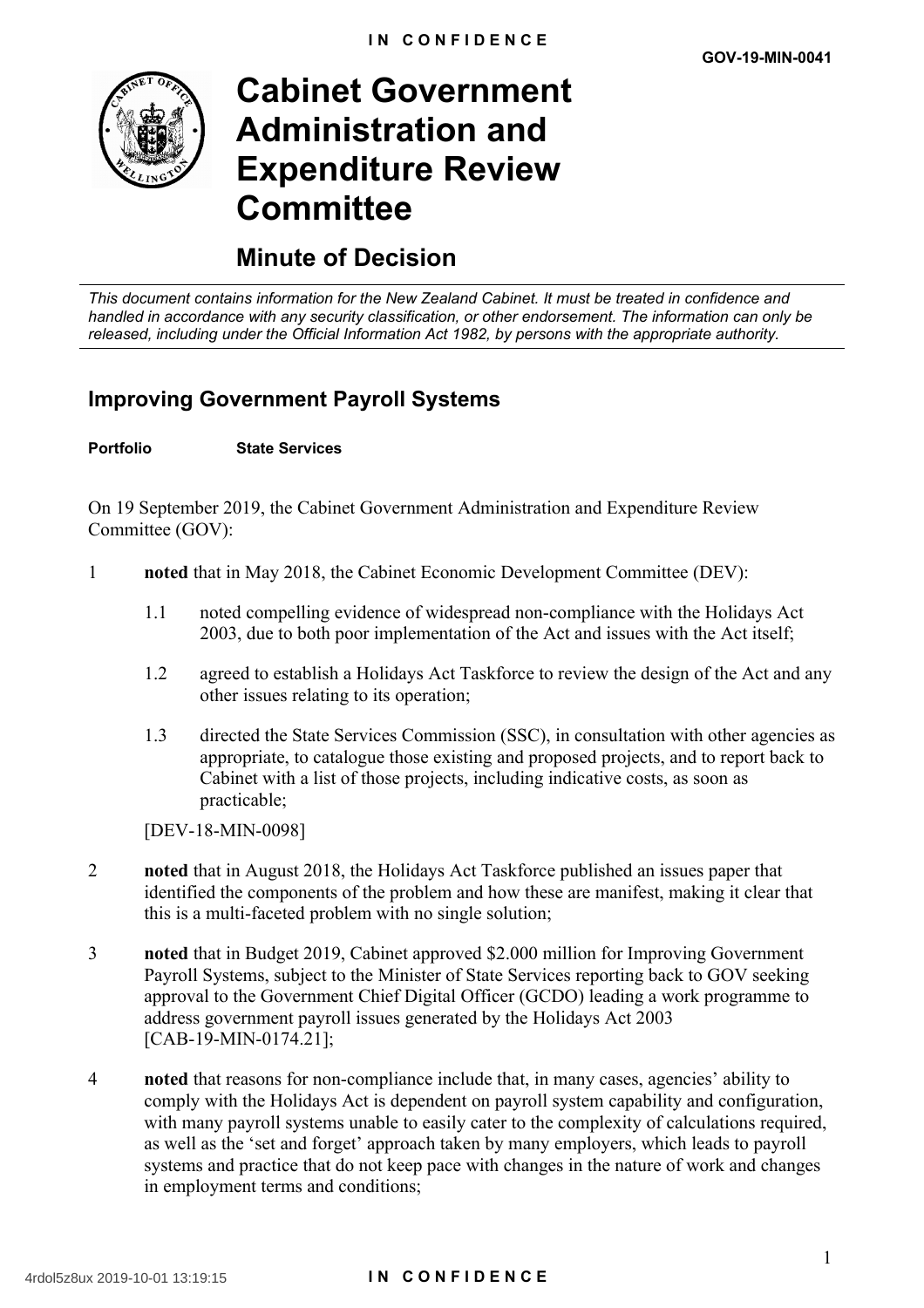# Cabinet Government Administration and Expenditure Review Committee

## Minute of Decision

*This document contains information for the New Zealand Cabinet. It must be treated in confidence and handled in accordance with any security classification, or other endorsement. The information can only be released, including under the Official Information Act 1982, by persons with the appropriate authority.*

## Improving Government Payroll Systems

**Portfolio** **State Services**

On 19 September 2019, the Cabinet Government Administration and Expenditure Review Committee (GOV):

1 **noted** that in May 2018, the Cabinet Economic Development Committee (DEV):

1.1 noted compelling evidence of widespread non-compliance with the Holidays Act 2003, due to both poor implementation of the Act and issues with the Act itself;

1.2 agreed to establish a Holidays Act Taskforce to review the design of the Act and any other issues relating to its operation;

1.3 directed the State Services Commission (SSC), in consultation with other agencies as appropriate, to catalogue those existing and proposed projects, and to report back to Cabinet with a list of those projects, including indicative costs, as soon as practicable;

[DEV-18-MIN-0098]

2 **noted** that in August 2018, the Holidays Act Taskforce published an issues paper that identified the components of the problem and how these are manifest, making it clear that this is a multi-faceted problem with no single solution;

3 **noted** that in Budget 2019, Cabinet approved $2.000 million for Improving Government Payroll Systems, subject to the Minister of State Services reporting back to GOV seeking approval to the Government Chief Digital Officer (GCDO) leading a work programme to address government payroll issues generated by the Holidays Act 2003 [CAB-19-MIN-0174.21];

4 **noted** that reasons for non-compliance include that, in many cases, agencies' ability to comply with the Holidays Act is dependent on payroll system capability and configuration, with many payroll systems unable to easily cater to the complexity of calculations required, as well as the 'set and forget' approach taken by many employers, which leads to payroll systems and practice that do not keep pace with changes in the nature of work and changes in employment terms and conditions;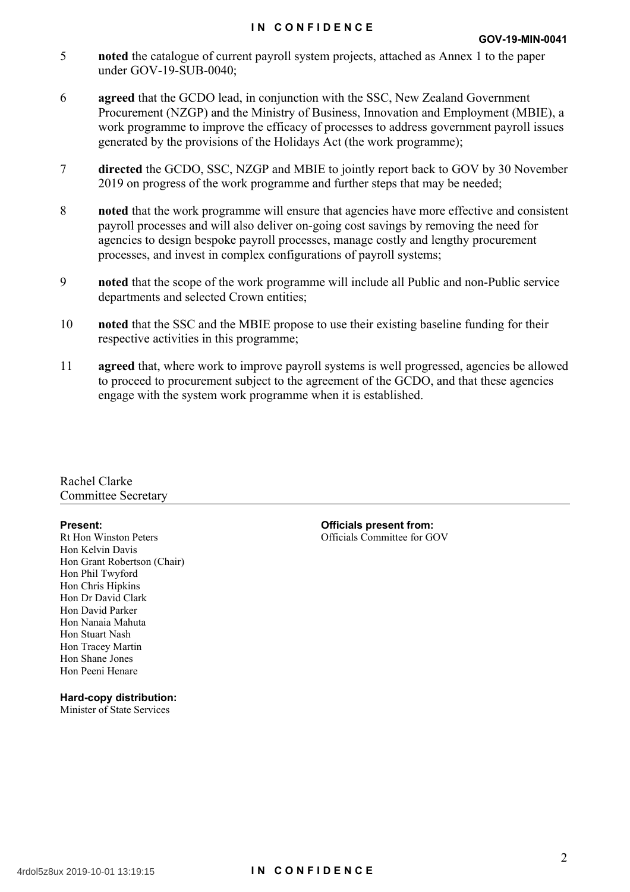5 **noted** the catalogue of current payroll system projects, attached as Annex 1 to the paper under GOV-19-SUB-0040;

6 **agreed** that the GCDO lead, in conjunction with the SSC, New Zealand Government Procurement (NZGP) and the Ministry of Business, Innovation and Employment (MBIE), a work programme to improve the efficacy of processes to address government payroll issues generated by the provisions of the Holidays Act (the work programme);

7 **directed** the GCDO, SSC, NZGP and MBIE to jointly report back to GOV by 30 November 2019 on progress of the work programme and further steps that may be needed;

8 **noted** that the work programme will ensure that agencies have more effective and consistent payroll processes and will also deliver on-going cost savings by removing the need for agencies to design bespoke payroll processes, manage costly and lengthy procurement processes, and invest in complex configurations of payroll systems;

9 **noted** that the scope of the work programme will include all Public and non-Public service departments and selected Crown entities;

10 **noted** that the SSC and the MBIE propose to use their existing baseline funding for their respective activities in this programme;

11 **agreed** that, where work to improve payroll systems is well progressed, agencies be allowed to proceed to procurement subject to the agreement of the GCDO, and that these agencies engage with the system work programme when it is established.

Rachel Clarke
Committee Secretary

**Present:**
Rt Hon Winston Peters
Hon Kelvin Davis
Hon Grant Robertson (Chair)
Hon Phil Twyford
Hon Chris Hipkins
Hon Dr David Clark
Hon David Parker
Hon Nanaia Mahuta
Hon Stuart Nash
Hon Tracey Martin
Hon Shane Jones
Hon Peeni Henare

**Officials present from:**
Officials Committee for GOV

**Hard-copy distribution:**
Minister of State Services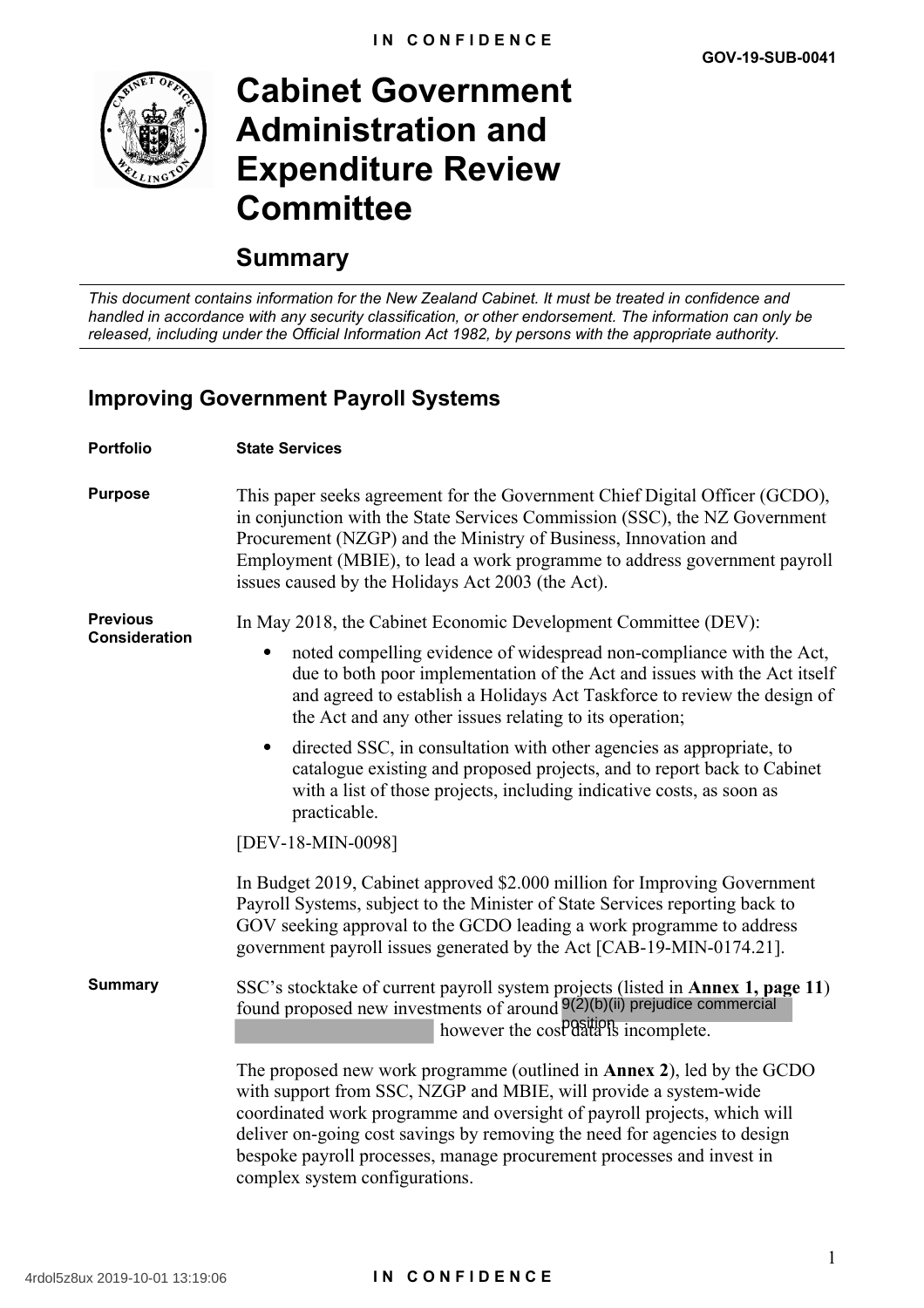# Cabinet Government Administration and Expenditure Review Committee

## Summary

*This document contains information for the New Zealand Cabinet. It must be treated in confidence and handled in accordance with any security classification, or other endorsement. The information can only be released, including under the Official Information Act 1982, by persons with the appropriate authority.*

### Improving Government Payroll Systems

**Portfolio** **State Services**

**Purpose**

This paper seeks agreement for the Government Chief Digital Officer (GCDO), in conjunction with the State Services Commission (SSC), the NZ Government Procurement (NZGP) and the Ministry of Business, Innovation and Employment (MBIE), to lead a work programme to address government payroll issues caused by the Holidays Act 2003 (the Act).

**Previous Consideration**

In May 2018, the Cabinet Economic Development Committee (DEV):

- noted compelling evidence of widespread non-compliance with the Act, due to both poor implementation of the Act and issues with the Act itself and agreed to establish a Holidays Act Taskforce to review the design of the Act and any other issues relating to its operation;
- directed SSC, in consultation with other agencies as appropriate, to catalogue existing and proposed projects, and to report back to Cabinet with a list of those projects, including indicative costs, as soon as practicable.

[DEV-18-MIN-0098]

In Budget 2019, Cabinet approved $2.000 million for Improving Government Payroll Systems, subject to the Minister of State Services reporting back to GOV seeking approval to the GCDO leading a work programme to address government payroll issues generated by the Act [CAB-19-MIN-0174.21].

**Summary**

SSC's stocktake of current payroll system projects (listed in **Annex 1, page 11**) found proposed new investments of around 9(2)(b)(ii) prejudice commercial position however the cost data is incomplete.

The proposed new work programme (outlined in **Annex 2**), led by the GCDO with support from SSC, NZGP and MBIE, will provide a system-wide coordinated work programme and oversight of payroll projects, which will deliver on-going cost savings by removing the need for agencies to design bespoke payroll processes, manage procurement processes and invest in complex system configurations.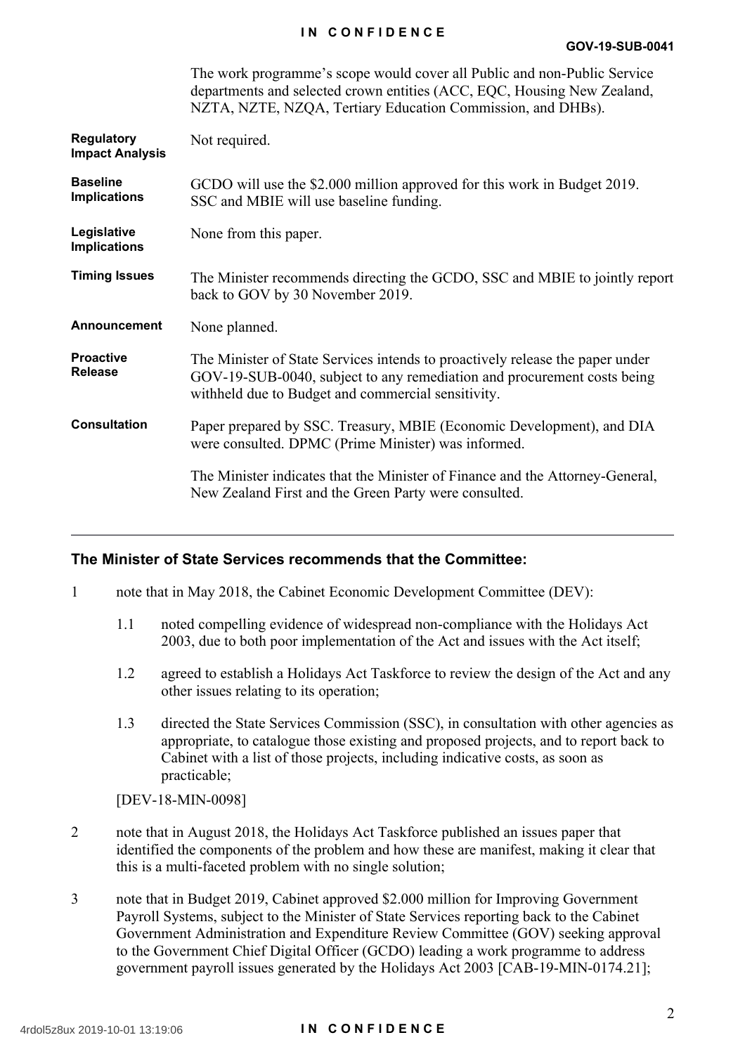| | |
|---|---|
| | The work programme's scope would cover all Public and non-Public Service departments and selected crown entities (ACC, EQC, Housing New Zealand, NZTA, NZTE, NZQA, Tertiary Education Commission, and DHBs). |
| **Regulatory Impact Analysis** | Not required. |
| **Baseline Implications** | GCDO will use the \$2.000 million approved for this work in Budget 2019. SSC and MBIE will use baseline funding. |
| **Legislative Implications** | None from this paper. |
| **Timing Issues** | The Minister recommends directing the GCDO, SSC and MBIE to jointly report back to GOV by 30 November 2019. |
| **Announcement** | None planned. |
| **Proactive Release** | The Minister of State Services intends to proactively release the paper under GOV-19-SUB-0040, subject to any remediation and procurement costs being withheld due to Budget and commercial sensitivity. |
| **Consultation** | Paper prepared by SSC. Treasury, MBIE (Economic Development), and DIA were consulted. DPMC (Prime Minister) was informed.<br><br>The Minister indicates that the Minister of Finance and the Attorney-General, New Zealand First and the Green Party were consulted. |

---

### The Minister of State Services recommends that the Committee:

1 note that in May 2018, the Cabinet Economic Development Committee (DEV):

1.1 noted compelling evidence of widespread non-compliance with the Holidays Act 2003, due to both poor implementation of the Act and issues with the Act itself;

1.2 agreed to establish a Holidays Act Taskforce to review the design of the Act and any other issues relating to its operation;

1.3 directed the State Services Commission (SSC), in consultation with other agencies as appropriate, to catalogue those existing and proposed projects, and to report back to Cabinet with a list of those projects, including indicative costs, as soon as practicable;

[DEV-18-MIN-0098]

2 note that in August 2018, the Holidays Act Taskforce published an issues paper that identified the components of the problem and how these are manifest, making it clear that this is a multi-faceted problem with no single solution;

3 note that in Budget 2019, Cabinet approved \$2.000 million for Improving Government Payroll Systems, subject to the Minister of State Services reporting back to the Cabinet Government Administration and Expenditure Review Committee (GOV) seeking approval to the Government Chief Digital Officer (GCDO) leading a work programme to address government payroll issues generated by the Holidays Act 2003 [CAB-19-MIN-0174.21];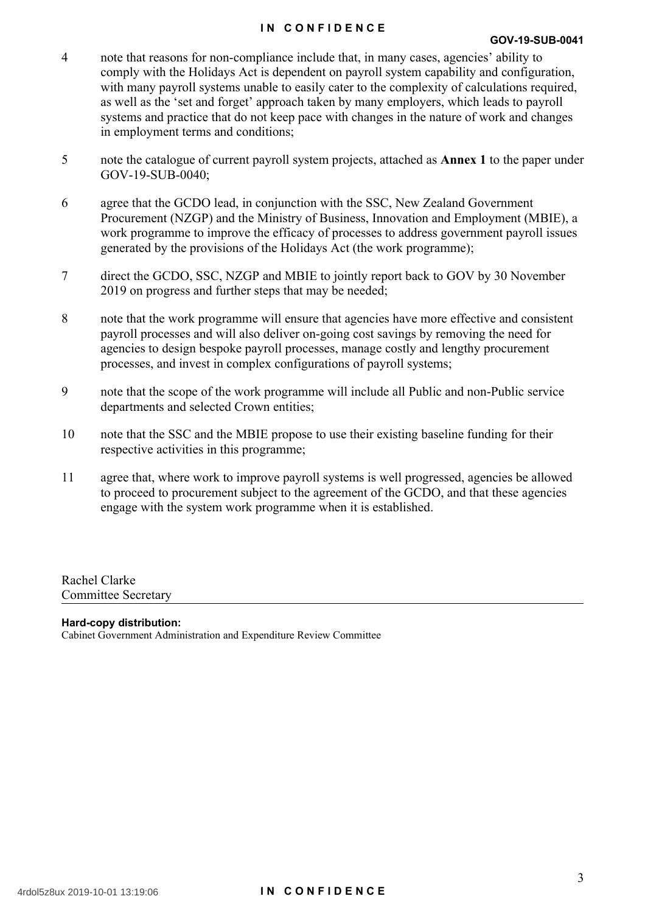4 note that reasons for non-compliance include that, in many cases, agencies' ability to comply with the Holidays Act is dependent on payroll system capability and configuration, with many payroll systems unable to easily cater to the complexity of calculations required, as well as the 'set and forget' approach taken by many employers, which leads to payroll systems and practice that do not keep pace with changes in the nature of work and changes in employment terms and conditions;

5 note the catalogue of current payroll system projects, attached as **Annex 1** to the paper under GOV-19-SUB-0040;

6 agree that the GCDO lead, in conjunction with the SSC, New Zealand Government Procurement (NZGP) and the Ministry of Business, Innovation and Employment (MBIE), a work programme to improve the efficacy of processes to address government payroll issues generated by the provisions of the Holidays Act (the work programme);

7 direct the GCDO, SSC, NZGP and MBIE to jointly report back to GOV by 30 November 2019 on progress and further steps that may be needed;

8 note that the work programme will ensure that agencies have more effective and consistent payroll processes and will also deliver on-going cost savings by removing the need for agencies to design bespoke payroll processes, manage costly and lengthy procurement processes, and invest in complex configurations of payroll systems;

9 note that the scope of the work programme will include all Public and non-Public service departments and selected Crown entities;

10 note that the SSC and the MBIE propose to use their existing baseline funding for their respective activities in this programme;

11 agree that, where work to improve payroll systems is well progressed, agencies be allowed to proceed to procurement subject to the agreement of the GCDO, and that these agencies engage with the system work programme when it is established.

Rachel Clarke
Committee Secretary

**Hard-copy distribution:**
Cabinet Government Administration and Expenditure Review Committee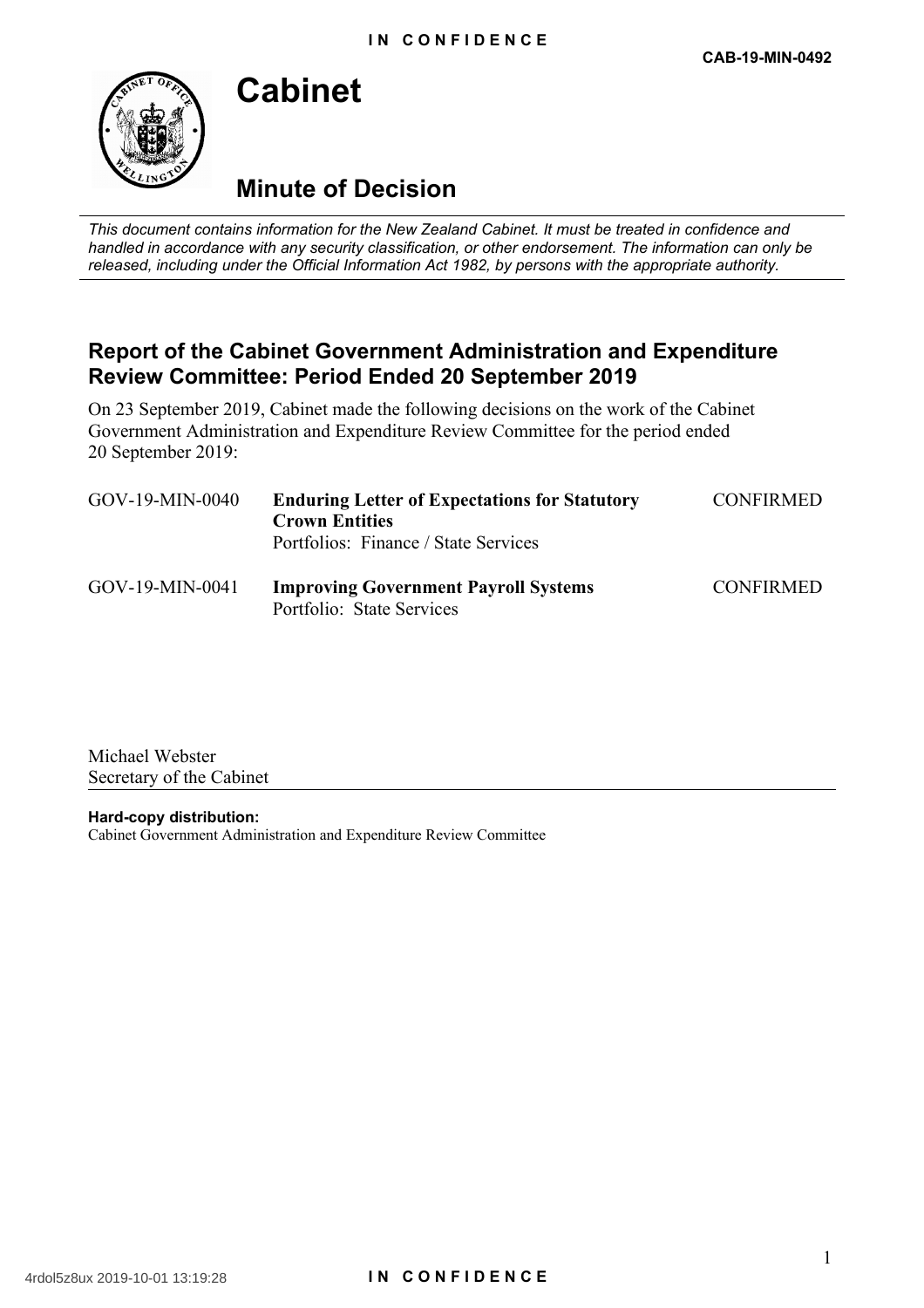**CAB-19-MIN-0492**

# Cabinet

## Minute of Decision

*This document contains information for the New Zealand Cabinet. It must be treated in confidence and handled in accordance with any security classification, or other endorsement. The information can only be released, including under the Official Information Act 1982, by persons with the appropriate authority.*

### Report of the Cabinet Government Administration and Expenditure Review Committee: Period Ended 20 September 2019

On 23 September 2019, Cabinet made the following decisions on the work of the Cabinet Government Administration and Expenditure Review Committee for the period ended 20 September 2019:

| | | |
|---|---|---|
| GOV-19-MIN-0040 | **Enduring Letter of Expectations for Statutory Crown Entities**<br>Portfolios: Finance / State Services | CONFIRMED |
| GOV-19-MIN-0041 | **Improving Government Payroll Systems**<br>Portfolio: State Services | CONFIRMED |

Michael Webster
Secretary of the Cabinet

**Hard-copy distribution:**
Cabinet Government Administration and Expenditure Review Committee